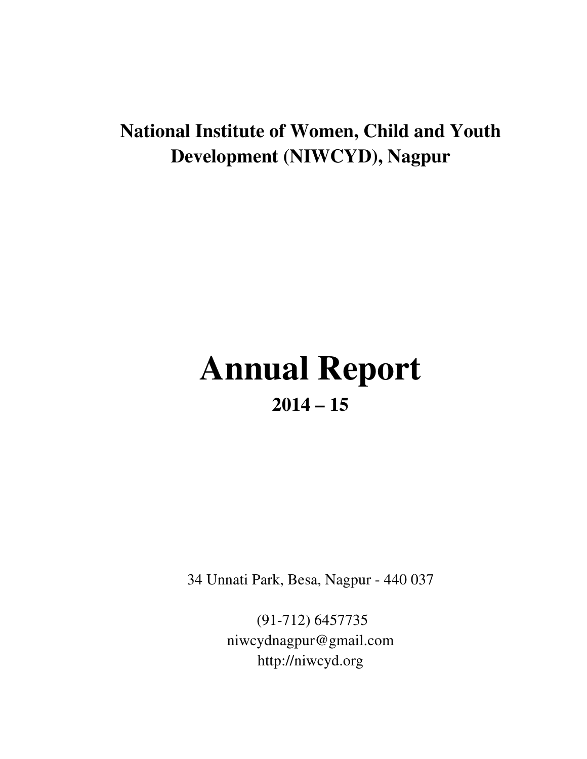# National Institute of Women, Child and Youth Development (NIWCYD), Nagpur

# Annual Report

## 2014 – 15

34 Unnati Park, Besa, Nagpur - 440 037

(91-712) 6457735
niwcydnagpur@gmail.com
http://niwcyd.org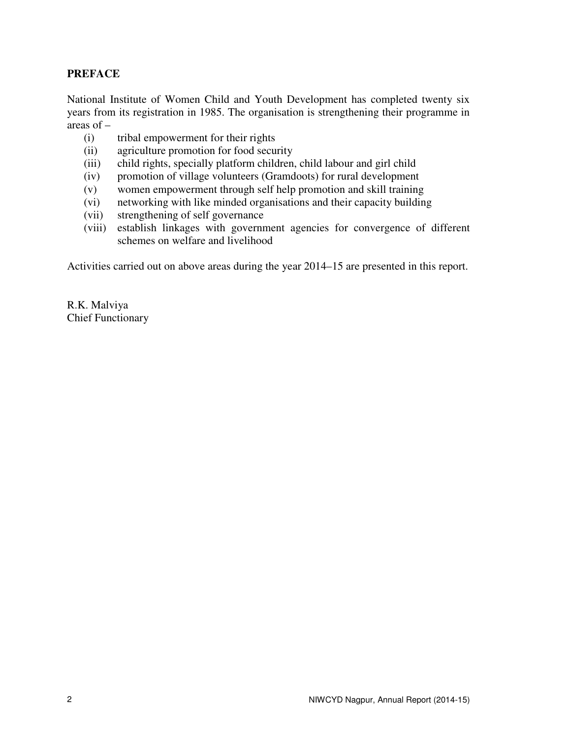## PREFACE

National Institute of Women Child and Youth Development has completed twenty six years from its registration in 1985. The organisation is strengthening their programme in areas of –

(i) tribal empowerment for their rights
(ii) agriculture promotion for food security
(iii) child rights, specially platform children, child labour and girl child
(iv) promotion of village volunteers (Gramdoots) for rural development
(v) women empowerment through self help promotion and skill training
(vi) networking with like minded organisations and their capacity building
(vii) strengthening of self governance
(viii) establish linkages with government agencies for convergence of different schemes on welfare and livelihood

Activities carried out on above areas during the year 2014–15 are presented in this report.

R.K. Malviya
Chief Functionary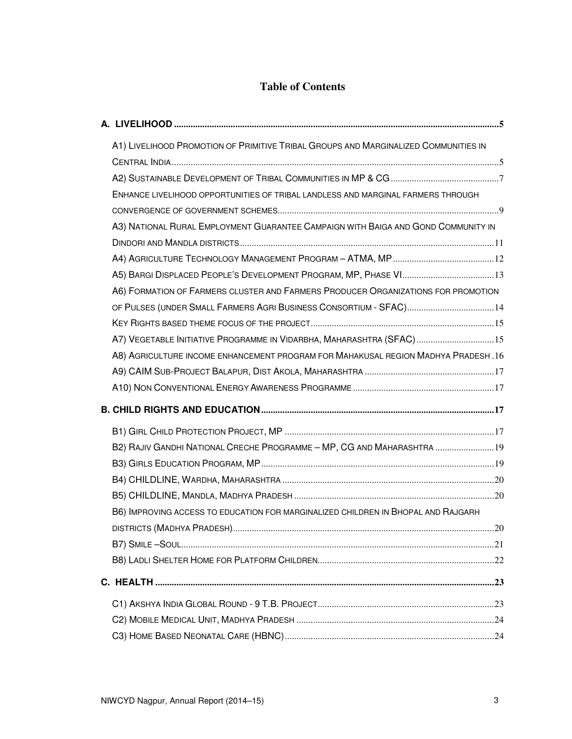# Table of Contents

**A. LIVELIHOOD** ........................................................................ **5**

- A1) Livelihood Promotion of Primitive Tribal Groups and Marginalized Communities in Central India ........................................................................ 5
- A2) Sustainable Development of Tribal Communities in MP & CG ........................................................................ 7
- Enhance livelihood opportunities of tribal landless and marginal farmers through convergence of government schemes ........................................................................ 9
- A3) National Rural Employment Guarantee Campaign with Baiga and Gond Community in Dindori and Mandla districts ........................................................................ 11
- A4) Agriculture Technology Management Program – ATMA, MP ........................................................................ 12
- A5) Bargi Displaced People's Development Program, MP, Phase VI ........................................................................ 13
- A6) Formation of Farmers cluster and Farmers Producer Organizations for promotion of Pulses (under Small Farmers Agri Business Consortium - SFAC) ........................................................................ 14
- Key Rights based theme focus of the project ........................................................................ 15
- A7) Vegetable Initiative Programme in Vidarbha, Maharashtra (SFAC) ........................................................................ 15
- A8) Agriculture income enhancement program for Mahakusal region Madhya Pradesh . 16
- A9) CAIM Sub-Project Balapur, Dist Akola, Maharashtra ........................................................................ 17
- A10) Non Conventional Energy Awareness Programme ........................................................................ 17

**B. CHILD RIGHTS AND EDUCATION** ........................................................................ **17**

- B1) Girl Child Protection Project, MP ........................................................................ 17
- B2) Rajiv Gandhi National Creche Programme – MP, CG and Maharashtra ........................................................................ 19
- B3) Girls Education Program, MP ........................................................................ 19
- B4) CHILDLINE, Wardha, Maharashtra ........................................................................ 20
- B5) CHILDLINE, Mandla, Madhya Pradesh ........................................................................ 20
- B6) Improving access to education for marginalized children in Bhopal and Rajgarh districts (Madhya Pradesh) ........................................................................ 20
- B7) Smile –Soul ........................................................................ 21
- B8) Ladli Shelter Home for Platform Children ........................................................................ 22

**C. HEALTH** ........................................................................ **23**

- C1) Akshya India Global Round - 9 T.B. Project ........................................................................ 23
- C2) Mobile Medical Unit, Madhya Pradesh ........................................................................ 24
- C3) Home Based Neonatal Care (HBNC) ........................................................................ 24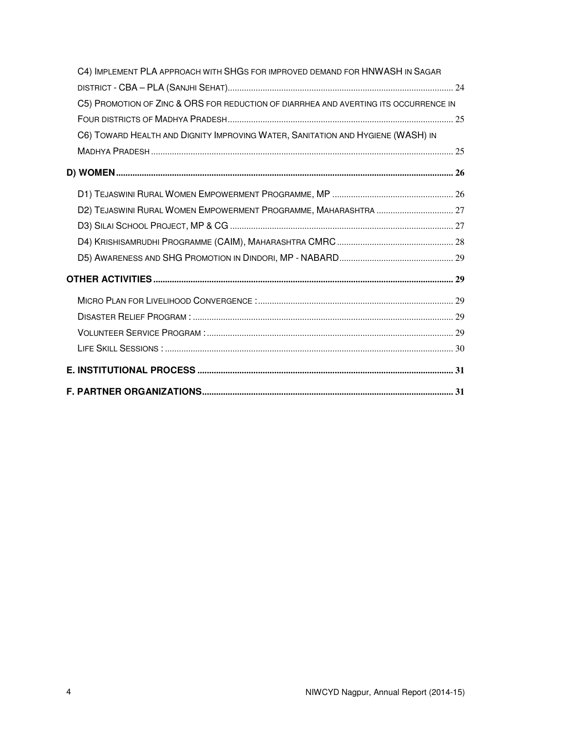C4) IMPLEMENT PLA APPROACH WITH SHGS FOR IMPROVED DEMAND FOR HNWASH IN SAGAR DISTRICT - CBA – PLA (SANJHI SEHAT)........................................................................................................ 24

C5) PROMOTION OF ZINC & ORS FOR REDUCTION OF DIARRHEA AND AVERTING ITS OCCURRENCE IN FOUR DISTRICTS OF MADHYA PRADESH........................................................................................................ 25

C6) TOWARD HEALTH AND DIGNITY IMPROVING WATER, SANITATION AND HYGIENE (WASH) IN MADHYA PRADESH........................................................................................................ 25

**D) WOMEN........................................................................................................ 26**

D1) TEJASWINI RURAL WOMEN EMPOWERMENT PROGRAMME, MP .................................................... 26

D2) TEJASWINI RURAL WOMEN EMPOWERMENT PROGRAMME, MAHARASHTRA ................................. 27

D3) SILAI SCHOOL PROJECT, MP & CG ........................................................................................................ 27

D4) KRISHISAMRUDHI PROGRAMME (CAIM), MAHARASHTRA CMRC .................................................. 28

D5) AWARENESS AND SHG PROMOTION IN DINDORI, MP - NABARD................................................. 29

**OTHER ACTIVITIES........................................................................................................ 29**

MICRO PLAN FOR LIVELIHOOD CONVERGENCE :........................................................................................................ 29

DISASTER RELIEF PROGRAM :........................................................................................................ 29

VOLUNTEER SERVICE PROGRAM :........................................................................................................ 29

LIFE SKILL SESSIONS :........................................................................................................ 30

**E. INSTITUTIONAL PROCESS........................................................................................................ 31**

**F. PARTNER ORGANIZATIONS........................................................................................................ 31**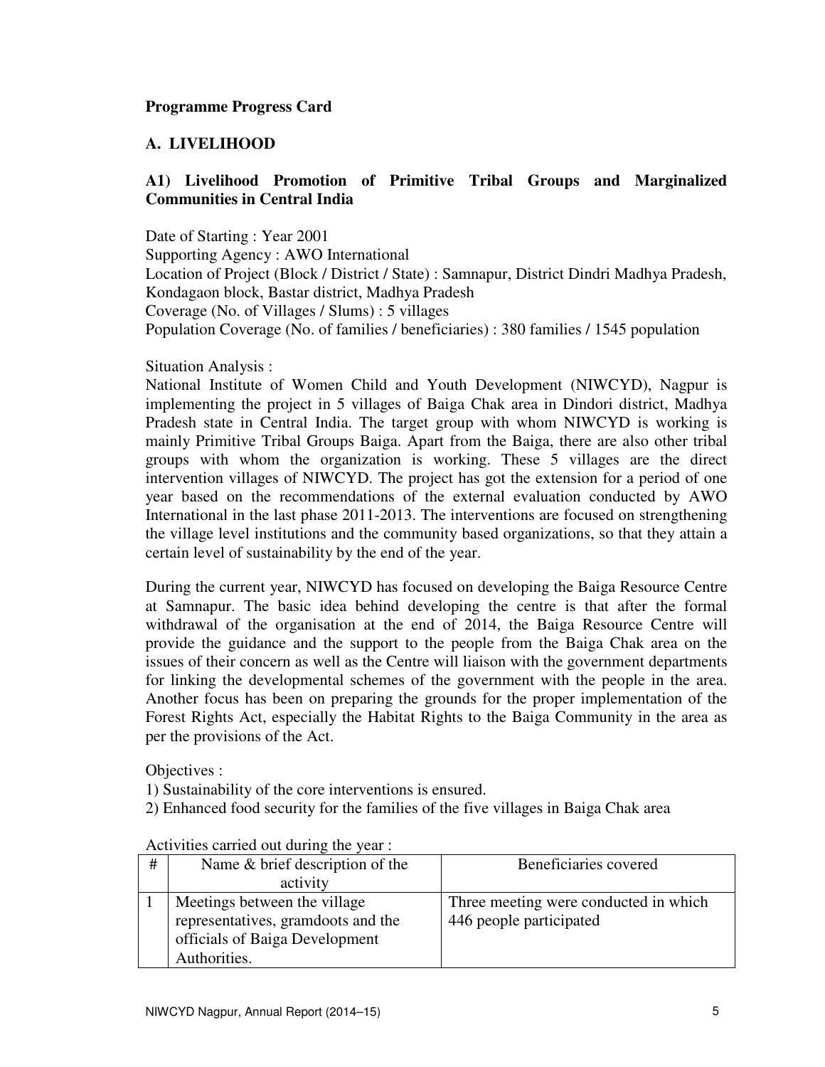**Programme Progress Card**

## A. LIVELIHOOD

### A1) Livelihood Promotion of Primitive Tribal Groups and Marginalized Communities in Central India

Date of Starting : Year 2001
Supporting Agency : AWO International
Location of Project (Block / District / State) : Samnapur, District Dindri Madhya Pradesh, Kondagaon block, Bastar district, Madhya Pradesh
Coverage (No. of Villages / Slums) : 5 villages
Population Coverage (No. of families / beneficiaries) : 380 families / 1545 population

Situation Analysis :
National Institute of Women Child and Youth Development (NIWCYD), Nagpur is implementing the project in 5 villages of Baiga Chak area in Dindori district, Madhya Pradesh state in Central India. The target group with whom NIWCYD is working is mainly Primitive Tribal Groups Baiga. Apart from the Baiga, there are also other tribal groups with whom the organization is working. These 5 villages are the direct intervention villages of NIWCYD. The project has got the extension for a period of one year based on the recommendations of the external evaluation conducted by AWO International in the last phase 2011-2013. The interventions are focused on strengthening the village level institutions and the community based organizations, so that they attain a certain level of sustainability by the end of the year.

During the current year, NIWCYD has focused on developing the Baiga Resource Centre at Samnapur. The basic idea behind developing the centre is that after the formal withdrawal of the organisation at the end of 2014, the Baiga Resource Centre will provide the guidance and the support to the people from the Baiga Chak area on the issues of their concern as well as the Centre will liaison with the government departments for linking the developmental schemes of the government with the people in the area. Another focus has been on preparing the grounds for the proper implementation of the Forest Rights Act, especially the Habitat Rights to the Baiga Community in the area as per the provisions of the Act.

Objectives :
1) Sustainability of the core interventions is ensured.
2) Enhanced food security for the families of the five villages in Baiga Chak area

Activities carried out during the year :

| # | Name & brief description of the activity | Beneficiaries covered |
|---|---|---|
| 1 | Meetings between the village representatives, gramdoots and the officials of Baiga Development Authorities. | Three meeting were conducted in which 446 people participated |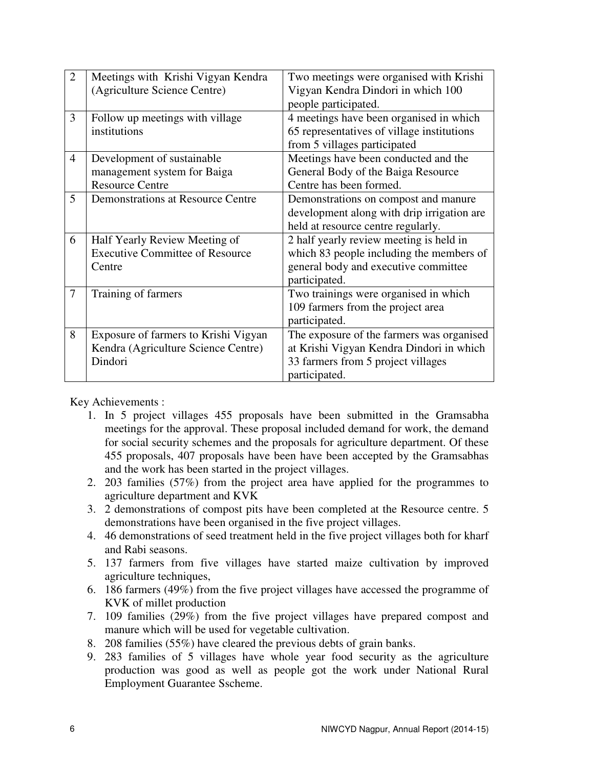| 2 | Meetings with Krishi Vigyan Kendra (Agriculture Science Centre) | Two meetings were organised with Krishi Vigyan Kendra Dindori in which 100 people participated. |
|---|---|---|
| 3 | Follow up meetings with village institutions | 4 meetings have been organised in which 65 representatives of village institutions from 5 villages participated |
| 4 | Development of sustainable management system for Baiga Resource Centre | Meetings have been conducted and the General Body of the Baiga Resource Centre has been formed. |
| 5 | Demonstrations at Resource Centre | Demonstrations on compost and manure development along with drip irrigation are held at resource centre regularly. |
| 6 | Half Yearly Review Meeting of Executive Committee of Resource Centre | 2 half yearly review meeting is held in which 83 people including the members of general body and executive committee participated. |
| 7 | Training of farmers | Two trainings were organised in which 109 farmers from the project area participated. |
| 8 | Exposure of farmers to Krishi Vigyan Kendra (Agriculture Science Centre) Dindori | The exposure of the farmers was organised at Krishi Vigyan Kendra Dindori in which 33 farmers from 5 project villages participated. |

Key Achievements :

1. In 5 project villages 455 proposals have been submitted in the Gramsabha meetings for the approval. These proposal included demand for work, the demand for social security schemes and the proposals for agriculture department. Of these 455 proposals, 407 proposals have been have been accepted by the Gramsabhas and the work has been started in the project villages.
2. 203 families (57%) from the project area have applied for the programmes to agriculture department and KVK
3. 2 demonstrations of compost pits have been completed at the Resource centre. 5 demonstrations have been organised in the five project villages.
4. 46 demonstrations of seed treatment held in the five project villages both for kharf and Rabi seasons.
5. 137 farmers from five villages have started maize cultivation by improved agriculture techniques,
6. 186 farmers (49%) from the five project villages have accessed the programme of KVK of millet production
7. 109 families (29%) from the five project villages have prepared compost and manure which will be used for vegetable cultivation.
8. 208 families (55%) have cleared the previous debts of grain banks.
9. 283 families of 5 villages have whole year food security as the agriculture production was good as well as people got the work under National Rural Employment Guarantee Sscheme.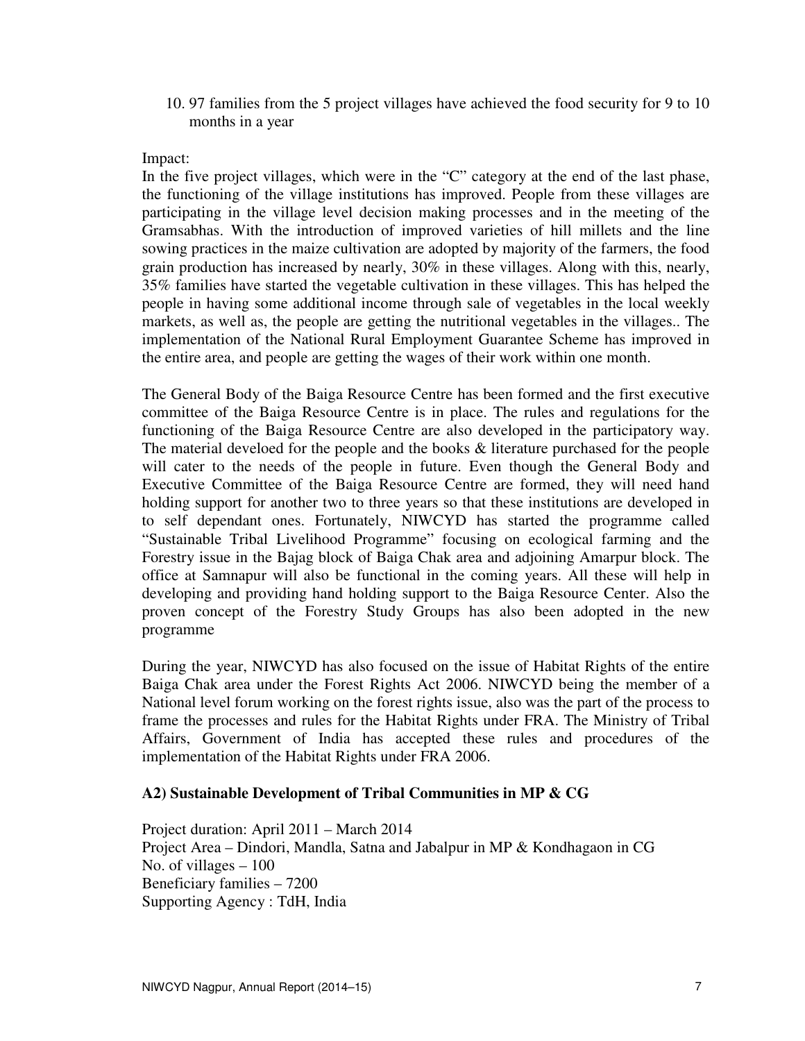10. 97 families from the 5 project villages have achieved the food security for 9 to 10 months in a year

Impact:

In the five project villages, which were in the "C" category at the end of the last phase, the functioning of the village institutions has improved. People from these villages are participating in the village level decision making processes and in the meeting of the Gramsabhas. With the introduction of improved varieties of hill millets and the line sowing practices in the maize cultivation are adopted by majority of the farmers, the food grain production has increased by nearly, 30% in these villages. Along with this, nearly, 35% families have started the vegetable cultivation in these villages. This has helped the people in having some additional income through sale of vegetables in the local weekly markets, as well as, the people are getting the nutritional vegetables in the villages.. The implementation of the National Rural Employment Guarantee Scheme has improved in the entire area, and people are getting the wages of their work within one month.

The General Body of the Baiga Resource Centre has been formed and the first executive committee of the Baiga Resource Centre is in place. The rules and regulations for the functioning of the Baiga Resource Centre are also developed in the participatory way. The material develoed for the people and the books & literature purchased for the people will cater to the needs of the people in future. Even though the General Body and Executive Committee of the Baiga Resource Centre are formed, they will need hand holding support for another two to three years so that these institutions are developed in to self dependant ones. Fortunately, NIWCYD has started the programme called "Sustainable Tribal Livelihood Programme" focusing on ecological farming and the Forestry issue in the Bajag block of Baiga Chak area and adjoining Amarpur block. The office at Samnapur will also be functional in the coming years. All these will help in developing and providing hand holding support to the Baiga Resource Center. Also the proven concept of the Forestry Study Groups has also been adopted in the new programme

During the year, NIWCYD has also focused on the issue of Habitat Rights of the entire Baiga Chak area under the Forest Rights Act 2006. NIWCYD being the member of a National level forum working on the forest rights issue, also was the part of the process to frame the processes and rules for the Habitat Rights under FRA. The Ministry of Tribal Affairs, Government of India has accepted these rules and procedures of the implementation of the Habitat Rights under FRA 2006.

**A2) Sustainable Development of Tribal Communities in MP & CG**

Project duration: April 2011 – March 2014
Project Area – Dindori, Mandla, Satna and Jabalpur in MP & Kondhagaon in CG
No. of villages – 100
Beneficiary families – 7200
Supporting Agency : TdH, India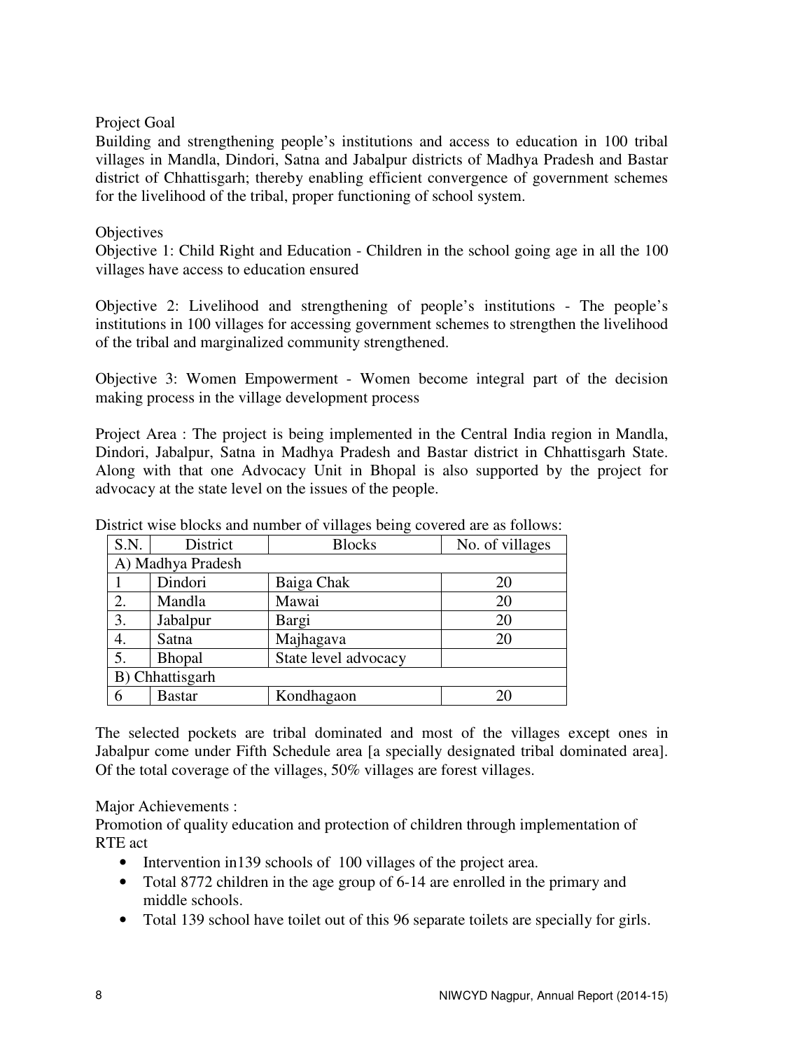Project Goal

Building and strengthening people's institutions and access to education in 100 tribal villages in Mandla, Dindori, Satna and Jabalpur districts of Madhya Pradesh and Bastar district of Chhattisgarh; thereby enabling efficient convergence of government schemes for the livelihood of the tribal, proper functioning of school system.

Objectives

Objective 1: Child Right and Education - Children in the school going age in all the 100 villages have access to education ensured

Objective 2: Livelihood and strengthening of people's institutions - The people's institutions in 100 villages for accessing government schemes to strengthen the livelihood of the tribal and marginalized community strengthened.

Objective 3: Women Empowerment - Women become integral part of the decision making process in the village development process

Project Area : The project is being implemented in the Central India region in Mandla, Dindori, Jabalpur, Satna in Madhya Pradesh and Bastar district in Chhattisgarh State. Along with that one Advocacy Unit in Bhopal is also supported by the project for advocacy at the state level on the issues of the people.

District wise blocks and number of villages being covered are as follows:

| S.N. | District | Blocks | No. of villages |
|---|---|---|---|
| A) Madhya Pradesh | | | |
| 1 | Dindori | Baiga Chak | 20 |
| 2. | Mandla | Mawai | 20 |
| 3. | Jabalpur | Bargi | 20 |
| 4. | Satna | Majhagava | 20 |
| 5. | Bhopal | State level advocacy | |
| B) Chhattisgarh | | | |
| 6 | Bastar | Kondhagaon | 20 |

The selected pockets are tribal dominated and most of the villages except ones in Jabalpur come under Fifth Schedule area [a specially designated tribal dominated area]. Of the total coverage of the villages, 50% villages are forest villages.

Major Achievements :

Promotion of quality education and protection of children through implementation of RTE act

- Intervention in139 schools of 100 villages of the project area.
- Total 8772 children in the age group of 6-14 are enrolled in the primary and middle schools.
- Total 139 school have toilet out of this 96 separate toilets are specially for girls.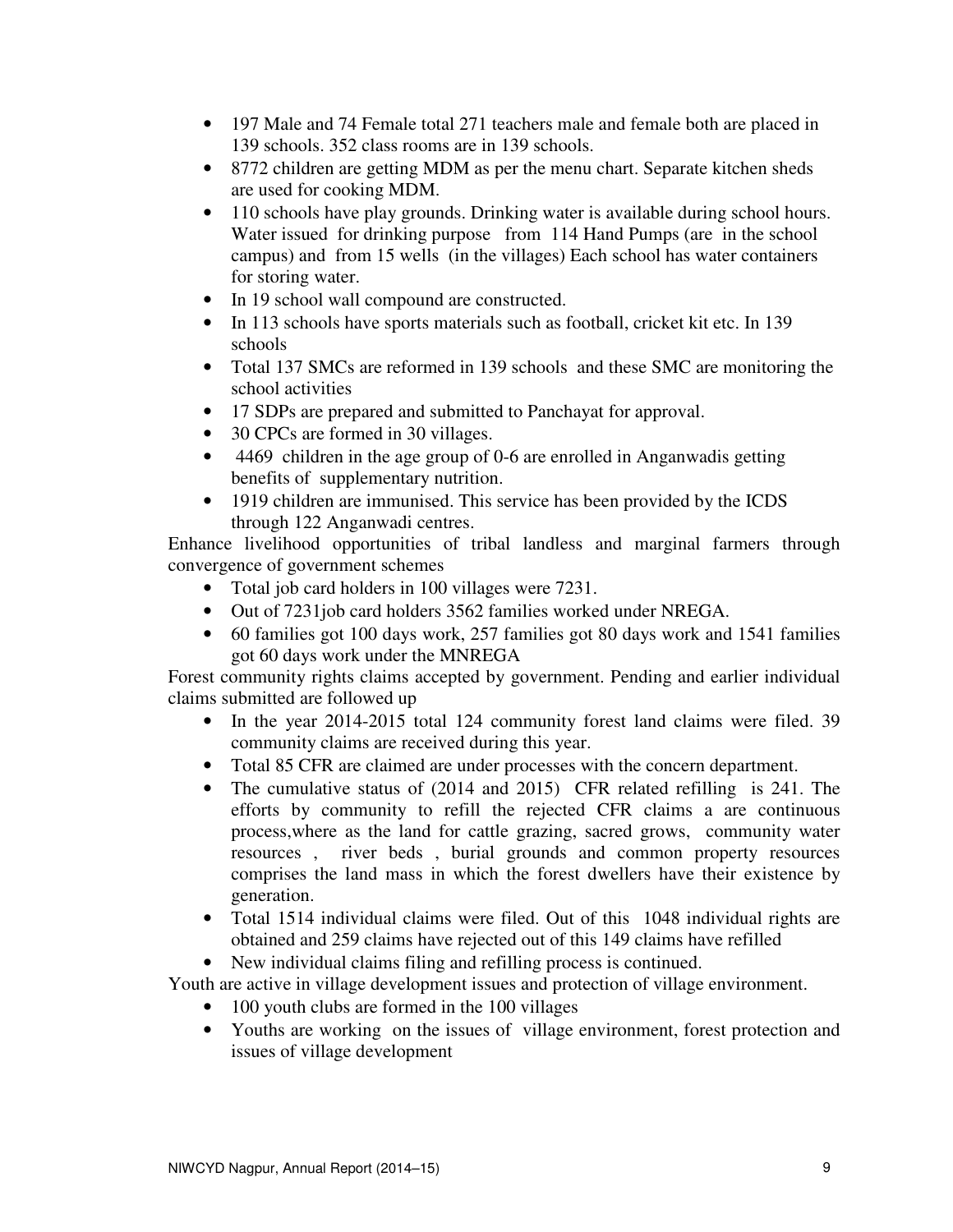- 197 Male and 74 Female total 271 teachers male and female both are placed in 139 schools. 352 class rooms are in 139 schools.
- 8772 children are getting MDM as per the menu chart. Separate kitchen sheds are used for cooking MDM.
- 110 schools have play grounds. Drinking water is available during school hours. Water issued for drinking purpose from 114 Hand Pumps (are in the school campus) and from 15 wells (in the villages) Each school has water containers for storing water.
- In 19 school wall compound are constructed.
- In 113 schools have sports materials such as football, cricket kit etc. In 139 schools
- Total 137 SMCs are reformed in 139 schools and these SMC are monitoring the school activities
- 17 SDPs are prepared and submitted to Panchayat for approval.
- 30 CPCs are formed in 30 villages.
- 4469 children in the age group of 0-6 are enrolled in Anganwadis getting benefits of supplementary nutrition.
- 1919 children are immunised. This service has been provided by the ICDS through 122 Anganwadi centres.

Enhance livelihood opportunities of tribal landless and marginal farmers through convergence of government schemes

- Total job card holders in 100 villages were 7231.
- Out of 7231job card holders 3562 families worked under NREGA.
- 60 families got 100 days work, 257 families got 80 days work and 1541 families got 60 days work under the MNREGA

Forest community rights claims accepted by government. Pending and earlier individual claims submitted are followed up

- In the year 2014-2015 total 124 community forest land claims were filed. 39 community claims are received during this year.
- Total 85 CFR are claimed are under processes with the concern department.
- The cumulative status of (2014 and 2015) CFR related refilling is 241. The efforts by community to refill the rejected CFR claims a are continuous process,where as the land for cattle grazing, sacred grows, community water resources , river beds , burial grounds and common property resources comprises the land mass in which the forest dwellers have their existence by generation.
- Total 1514 individual claims were filed. Out of this 1048 individual rights are obtained and 259 claims have rejected out of this 149 claims have refilled
- New individual claims filing and refilling process is continued.

Youth are active in village development issues and protection of village environment.

- 100 youth clubs are formed in the 100 villages
- Youths are working on the issues of village environment, forest protection and issues of village development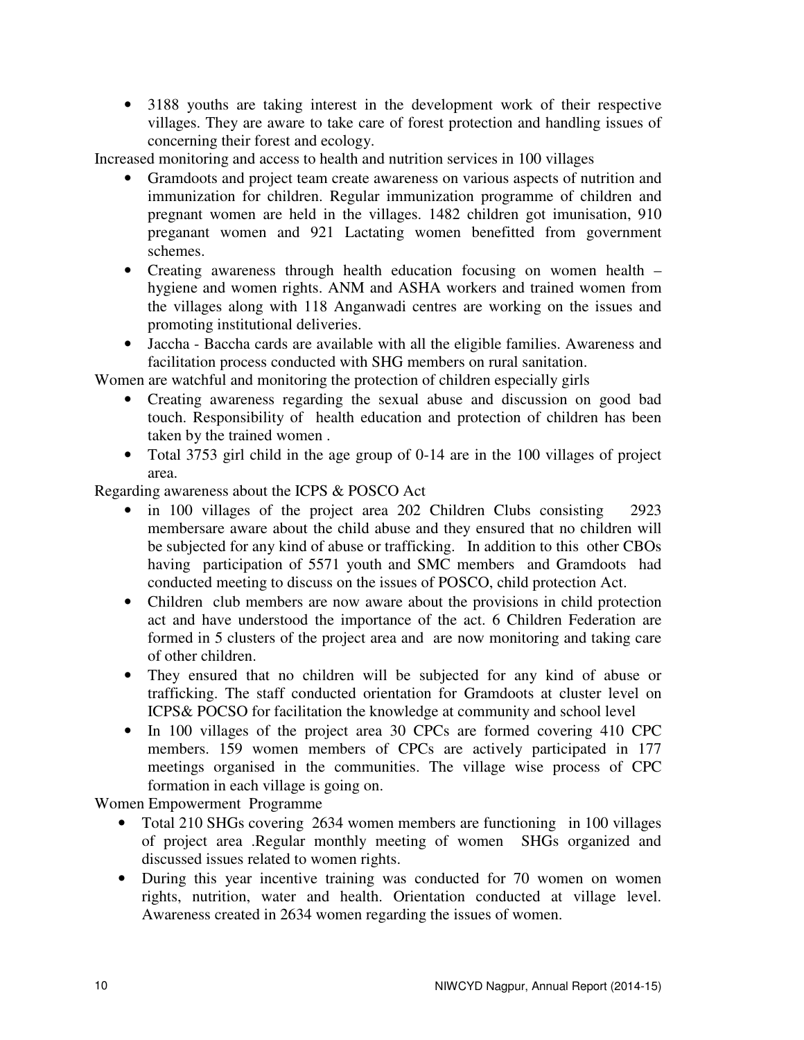- 3188 youths are taking interest in the development work of their respective villages. They are aware to take care of forest protection and handling issues of concerning their forest and ecology.

Increased monitoring and access to health and nutrition services in 100 villages

- Gramdoots and project team create awareness on various aspects of nutrition and immunization for children. Regular immunization programme of children and pregnant women are held in the villages. 1482 children got imunisation, 910 preganant women and 921 Lactating women benefitted from government schemes.
- Creating awareness through health education focusing on women health – hygiene and women rights. ANM and ASHA workers and trained women from the villages along with 118 Anganwadi centres are working on the issues and promoting institutional deliveries.
- Jaccha - Baccha cards are available with all the eligible families. Awareness and facilitation process conducted with SHG members on rural sanitation.

Women are watchful and monitoring the protection of children especially girls

- Creating awareness regarding the sexual abuse and discussion on good bad touch. Responsibility of health education and protection of children has been taken by the trained women .
- Total 3753 girl child in the age group of 0-14 are in the 100 villages of project area.

Regarding awareness about the ICPS & POSCO Act

- in 100 villages of the project area 202 Children Clubs consisting 2923 membersare aware about the child abuse and they ensured that no children will be subjected for any kind of abuse or trafficking. In addition to this other CBOs having participation of 5571 youth and SMC members and Gramdoots had conducted meeting to discuss on the issues of POSCO, child protection Act.
- Children club members are now aware about the provisions in child protection act and have understood the importance of the act. 6 Children Federation are formed in 5 clusters of the project area and are now monitoring and taking care of other children.
- They ensured that no children will be subjected for any kind of abuse or trafficking. The staff conducted orientation for Gramdoots at cluster level on ICPS& POCSO for facilitation the knowledge at community and school level
- In 100 villages of the project area 30 CPCs are formed covering 410 CPC members. 159 women members of CPCs are actively participated in 177 meetings organised in the communities. The village wise process of CPC formation in each village is going on.

Women Empowerment Programme

- Total 210 SHGs covering 2634 women members are functioning in 100 villages of project area .Regular monthly meeting of women SHGs organized and discussed issues related to women rights.
- During this year incentive training was conducted for 70 women on women rights, nutrition, water and health. Orientation conducted at village level. Awareness created in 2634 women regarding the issues of women.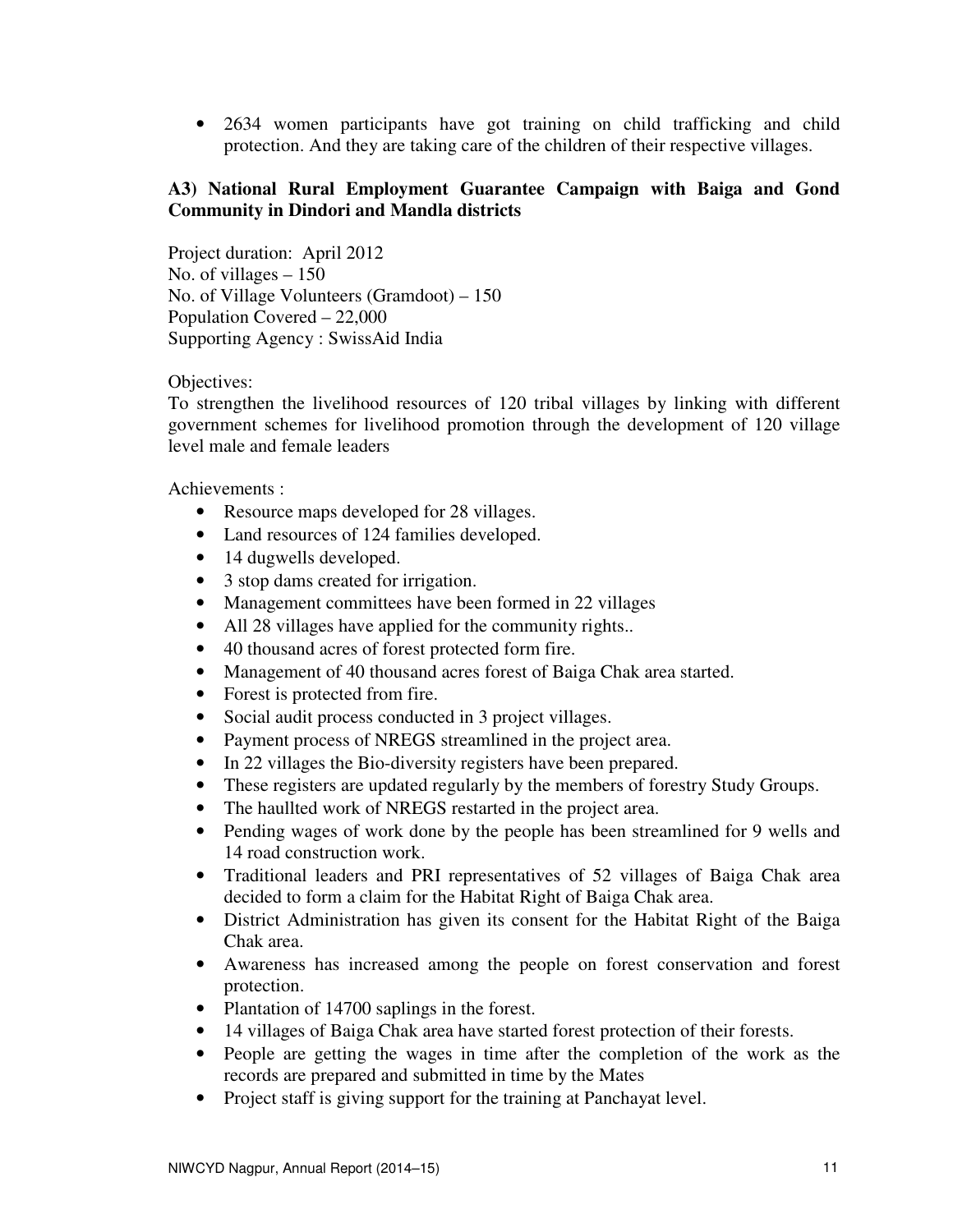- 2634 women participants have got training on child trafficking and child protection. And they are taking care of the children of their respective villages.

### A3) National Rural Employment Guarantee Campaign with Baiga and Gond Community in Dindori and Mandla districts

Project duration: April 2012
No. of villages – 150
No. of Village Volunteers (Gramdoot) – 150
Population Covered – 22,000
Supporting Agency : SwissAid India

Objectives:
To strengthen the livelihood resources of 120 tribal villages by linking with different government schemes for livelihood promotion through the development of 120 village level male and female leaders

Achievements :

- Resource maps developed for 28 villages.
- Land resources of 124 families developed.
- 14 dugwells developed.
- 3 stop dams created for irrigation.
- Management committees have been formed in 22 villages
- All 28 villages have applied for the community rights..
- 40 thousand acres of forest protected form fire.
- Management of 40 thousand acres forest of Baiga Chak area started.
- Forest is protected from fire.
- Social audit process conducted in 3 project villages.
- Payment process of NREGS streamlined in the project area.
- In 22 villages the Bio-diversity registers have been prepared.
- These registers are updated regularly by the members of forestry Study Groups.
- The haullted work of NREGS restarted in the project area.
- Pending wages of work done by the people has been streamlined for 9 wells and 14 road construction work.
- Traditional leaders and PRI representatives of 52 villages of Baiga Chak area decided to form a claim for the Habitat Right of Baiga Chak area.
- District Administration has given its consent for the Habitat Right of the Baiga Chak area.
- Awareness has increased among the people on forest conservation and forest protection.
- Plantation of 14700 saplings in the forest.
- 14 villages of Baiga Chak area have started forest protection of their forests.
- People are getting the wages in time after the completion of the work as the records are prepared and submitted in time by the Mates
- Project staff is giving support for the training at Panchayat level.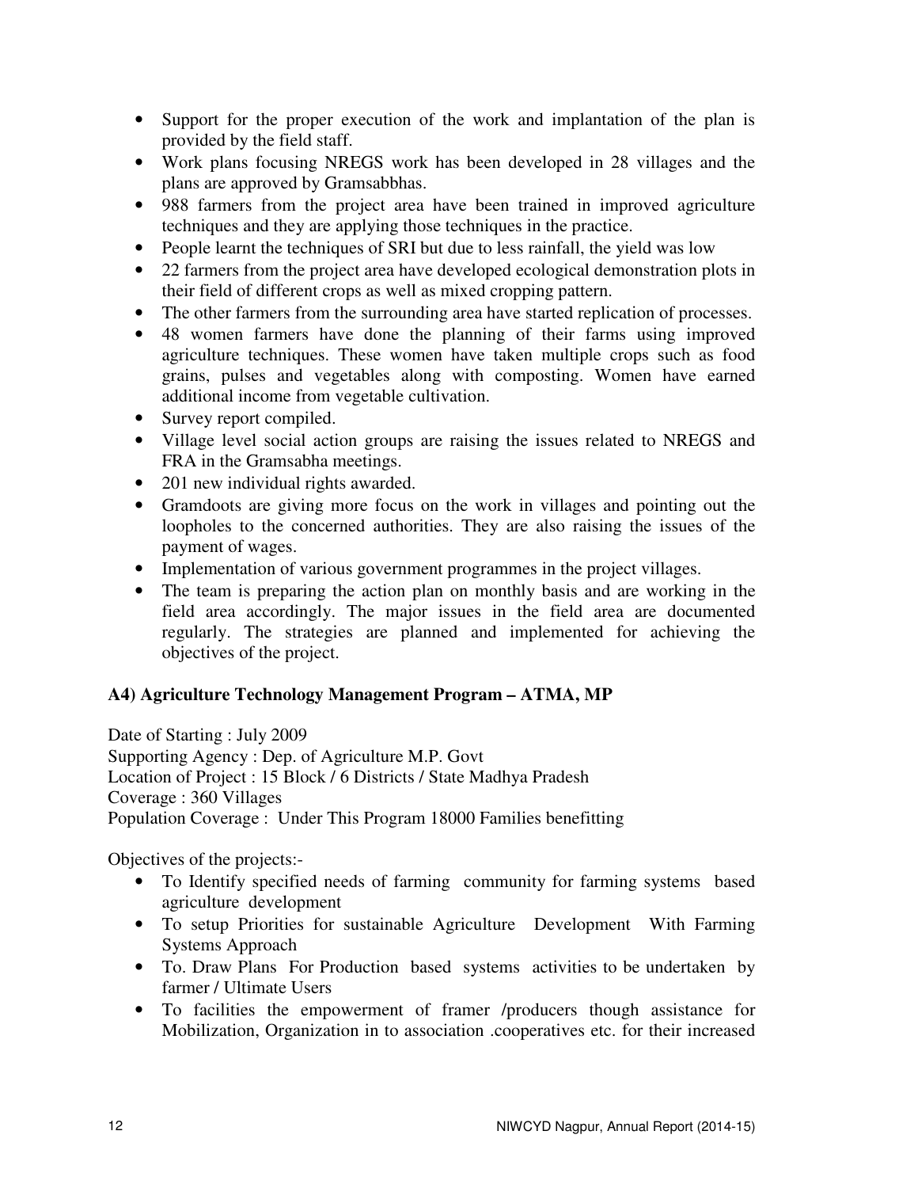- Support for the proper execution of the work and implantation of the plan is provided by the field staff.
- Work plans focusing NREGS work has been developed in 28 villages and the plans are approved by Gramsabbhas.
- 988 farmers from the project area have been trained in improved agriculture techniques and they are applying those techniques in the practice.
- People learnt the techniques of SRI but due to less rainfall, the yield was low
- 22 farmers from the project area have developed ecological demonstration plots in their field of different crops as well as mixed cropping pattern.
- The other farmers from the surrounding area have started replication of processes.
- 48 women farmers have done the planning of their farms using improved agriculture techniques. These women have taken multiple crops such as food grains, pulses and vegetables along with composting. Women have earned additional income from vegetable cultivation.
- Survey report compiled.
- Village level social action groups are raising the issues related to NREGS and FRA in the Gramsabha meetings.
- 201 new individual rights awarded.
- Gramdoots are giving more focus on the work in villages and pointing out the loopholes to the concerned authorities. They are also raising the issues of the payment of wages.
- Implementation of various government programmes in the project villages.
- The team is preparing the action plan on monthly basis and are working in the field area accordingly. The major issues in the field area are documented regularly. The strategies are planned and implemented for achieving the objectives of the project.

### A4) Agriculture Technology Management Program – ATMA, MP

Date of Starting : July 2009
Supporting Agency : Dep. of Agriculture M.P. Govt
Location of Project : 15 Block / 6 Districts / State Madhya Pradesh
Coverage : 360 Villages
Population Coverage : Under This Program 18000 Families benefitting

Objectives of the projects:-

- To Identify specified needs of farming community for farming systems based agriculture development
- To setup Priorities for sustainable Agriculture Development With Farming Systems Approach
- To. Draw Plans For Production based systems activities to be undertaken by farmer / Ultimate Users
- To facilities the empowerment of framer /producers though assistance for Mobilization, Organization in to association .cooperatives etc. for their increased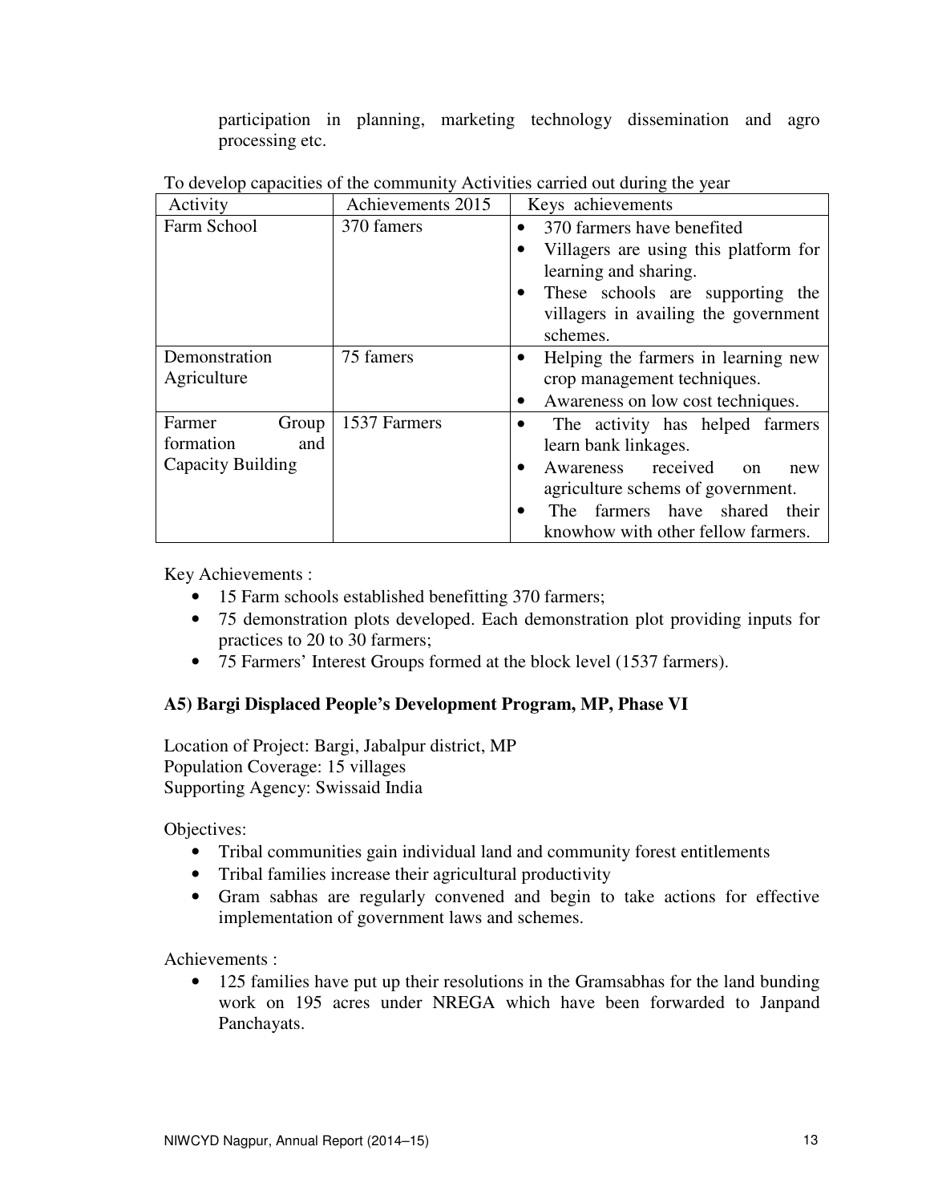participation in planning, marketing technology dissemination and agro processing etc.

To develop capacities of the community Activities carried out during the year

| Activity | Achievements 2015 | Keys achievements |
|---|---|---|
| Farm School | 370 famers | • 370 farmers have benefited<br>• Villagers are using this platform for learning and sharing.<br>• These schools are supporting the villagers in availing the government schemes. |
| Demonstration Agriculture | 75 famers | • Helping the farmers in learning new crop management techniques.<br>• Awareness on low cost techniques. |
| Farmer Group formation and Capacity Building | 1537 Farmers | • The activity has helped farmers learn bank linkages.<br>• Awareness received on new agriculture schems of government.<br>• The farmers have shared their knowhow with other fellow farmers. |

Key Achievements :

- 15 Farm schools established benefitting 370 farmers;
- 75 demonstration plots developed. Each demonstration plot providing inputs for practices to 20 to 30 farmers;
- 75 Farmers' Interest Groups formed at the block level (1537 farmers).

**A5) Bargi Displaced People's Development Program, MP, Phase VI**

Location of Project: Bargi, Jabalpur district, MP
Population Coverage: 15 villages
Supporting Agency: Swissaid India

Objectives:

- Tribal communities gain individual land and community forest entitlements
- Tribal families increase their agricultural productivity
- Gram sabhas are regularly convened and begin to take actions for effective implementation of government laws and schemes.

Achievements :

- 125 families have put up their resolutions in the Gramsabhas for the land bunding work on 195 acres under NREGA which have been forwarded to Janpand Panchayats.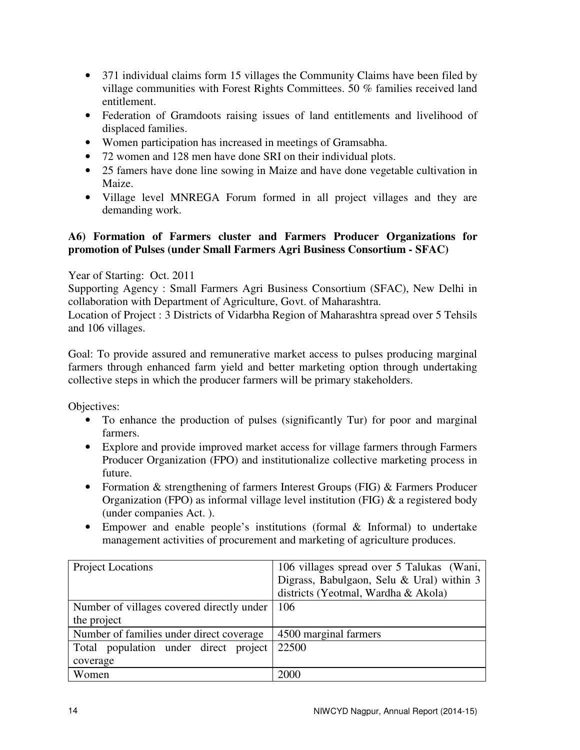- 371 individual claims form 15 villages the Community Claims have been filed by village communities with Forest Rights Committees. 50 % families received land entitlement.
- Federation of Gramdoots raising issues of land entitlements and livelihood of displaced families.
- Women participation has increased in meetings of Gramsabha.
- 72 women and 128 men have done SRI on their individual plots.
- 25 famers have done line sowing in Maize and have done vegetable cultivation in Maize.
- Village level MNREGA Forum formed in all project villages and they are demanding work.

**A6) Formation of Farmers cluster and Farmers Producer Organizations for promotion of Pulses (under Small Farmers Agri Business Consortium - SFAC)**

Year of Starting: Oct. 2011

Supporting Agency : Small Farmers Agri Business Consortium (SFAC), New Delhi in collaboration with Department of Agriculture, Govt. of Maharashtra.

Location of Project : 3 Districts of Vidarbha Region of Maharashtra spread over 5 Tehsils and 106 villages.

Goal: To provide assured and remunerative market access to pulses producing marginal farmers through enhanced farm yield and better marketing option through undertaking collective steps in which the producer farmers will be primary stakeholders.

Objectives:

- To enhance the production of pulses (significantly Tur) for poor and marginal farmers.
- Explore and provide improved market access for village farmers through Farmers Producer Organization (FPO) and institutionalize collective marketing process in future.
- Formation & strengthening of farmers Interest Groups (FIG) & Farmers Producer Organization (FPO) as informal village level institution (FIG) & a registered body (under companies Act. ).
- Empower and enable people's institutions (formal & Informal) to undertake management activities of procurement and marketing of agriculture produces.

| Project Locations | 106 villages spread over 5 Talukas (Wani, Digrass, Babulgaon, Selu & Ural) within 3 districts (Yeotmal, Wardha & Akola) |
|---|---|
| Number of villages covered directly under the project | 106 |
| Number of families under direct coverage | 4500 marginal farmers |
| Total population under direct project coverage | 22500 |
| Women | 2000 |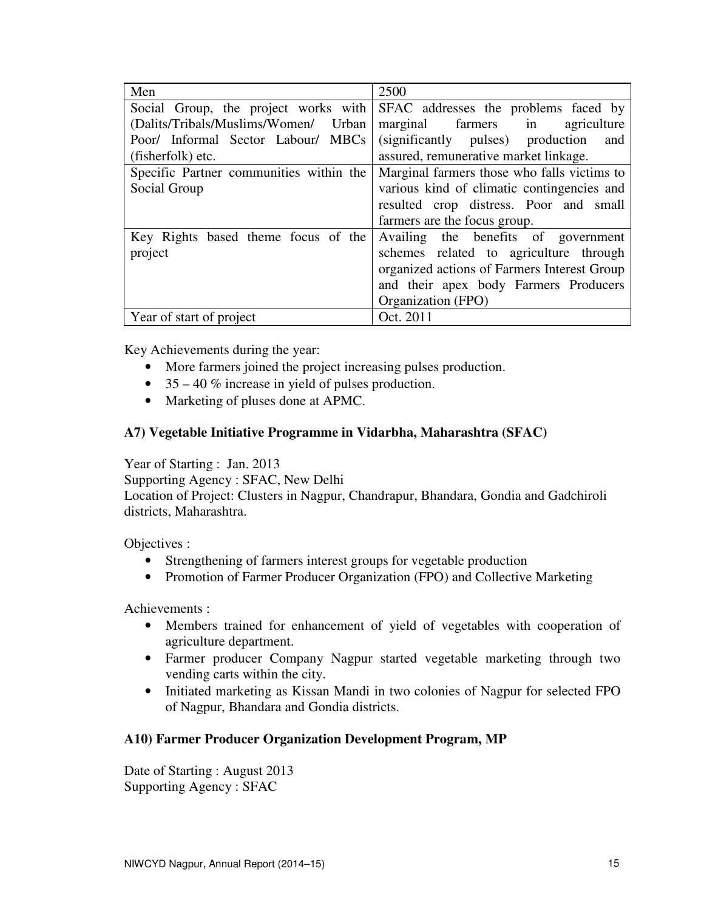| Men | 2500 |
|---|---|
| Social Group, the project works with (Dalits/Tribals/Muslims/Women/ Urban Poor/ Informal Sector Labour/ MBCs (fisherfolk) etc. | SFAC addresses the problems faced by marginal farmers in agriculture (significantly pulses) production and assured, remunerative market linkage. |
| Specific Partner communities within the Social Group | Marginal farmers those who falls victims to various kind of climatic contingencies and resulted crop distress. Poor and small farmers are the focus group. |
| Key Rights based theme focus of the project | Availing the benefits of government schemes related to agriculture through organized actions of Farmers Interest Group and their apex body Farmers Producers Organization (FPO) |
| Year of start of project | Oct. 2011 |

Key Achievements during the year:

- More farmers joined the project increasing pulses production.
- 35 – 40 % increase in yield of pulses production.
- Marketing of pluses done at APMC.

### A7) Vegetable Initiative Programme in Vidarbha, Maharashtra (SFAC)

Year of Starting : Jan. 2013
Supporting Agency : SFAC, New Delhi
Location of Project: Clusters in Nagpur, Chandrapur, Bhandara, Gondia and Gadchiroli districts, Maharashtra.

Objectives :

- Strengthening of farmers interest groups for vegetable production
- Promotion of Farmer Producer Organization (FPO) and Collective Marketing

Achievements :

- Members trained for enhancement of yield of vegetables with cooperation of agriculture department.
- Farmer producer Company Nagpur started vegetable marketing through two vending carts within the city.
- Initiated marketing as Kissan Mandi in two colonies of Nagpur for selected FPO of Nagpur, Bhandara and Gondia districts.

### A10) Farmer Producer Organization Development Program, MP

Date of Starting : August 2013
Supporting Agency : SFAC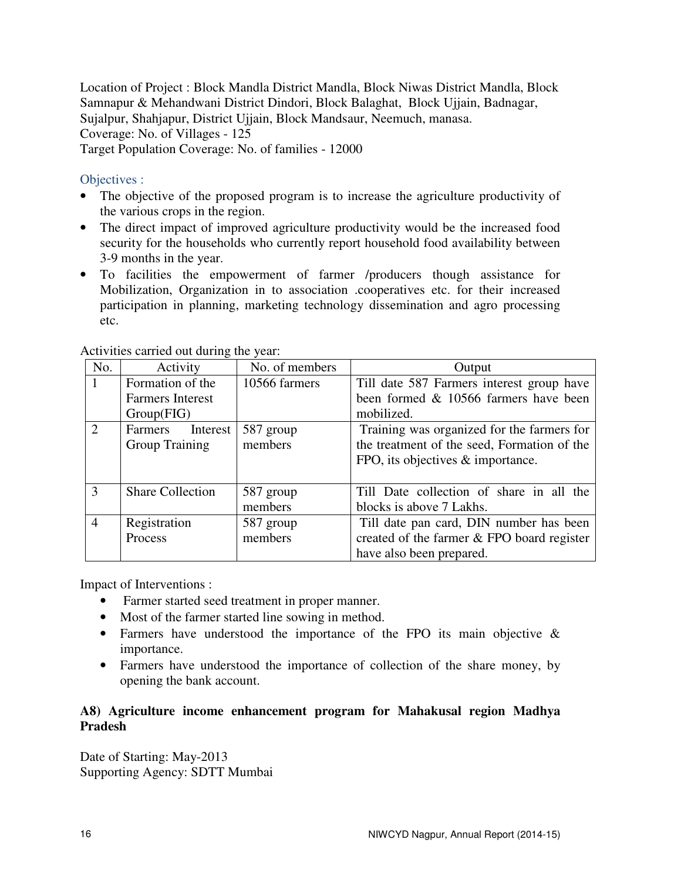Location of Project : Block Mandla District Mandla, Block Niwas District Mandla, Block Samnapur & Mehandwani District Dindori, Block Balaghat, Block Ujjain, Badnagar, Sujalpur, Shahjapur, District Ujjain, Block Mandsaur, Neemuch, manasa.
Coverage: No. of Villages - 125
Target Population Coverage: No. of families - 12000

Objectives :

- The objective of the proposed program is to increase the agriculture productivity of the various crops in the region.
- The direct impact of improved agriculture productivity would be the increased food security for the households who currently report household food availability between 3-9 months in the year.
- To facilities the empowerment of farmer /producers though assistance for Mobilization, Organization in to association .cooperatives etc. for their increased participation in planning, marketing technology dissemination and agro processing etc.

Activities carried out during the year:

| No. | Activity | No. of members | Output |
|---|---|---|---|
| 1 | Formation of the Farmers Interest Group(FIG) | 10566 farmers | Till date 587 Farmers interest group have been formed & 10566 farmers have been mobilized. |
| 2 | Farmers Interest Group Training | 587 group members | Training was organized for the farmers for the treatment of the seed, Formation of the FPO, its objectives & importance. |
| 3 | Share Collection | 587 group members | Till Date collection of share in all the blocks is above 7 Lakhs. |
| 4 | Registration Process | 587 group members | Till date pan card, DIN number has been created of the farmer & FPO board register have also been prepared. |

Impact of Interventions :

- Farmer started seed treatment in proper manner.
- Most of the farmer started line sowing in method.
- Farmers have understood the importance of the FPO its main objective & importance.
- Farmers have understood the importance of collection of the share money, by opening the bank account.

**A8) Agriculture income enhancement program for Mahakusal region Madhya Pradesh**

Date of Starting: May-2013
Supporting Agency: SDTT Mumbai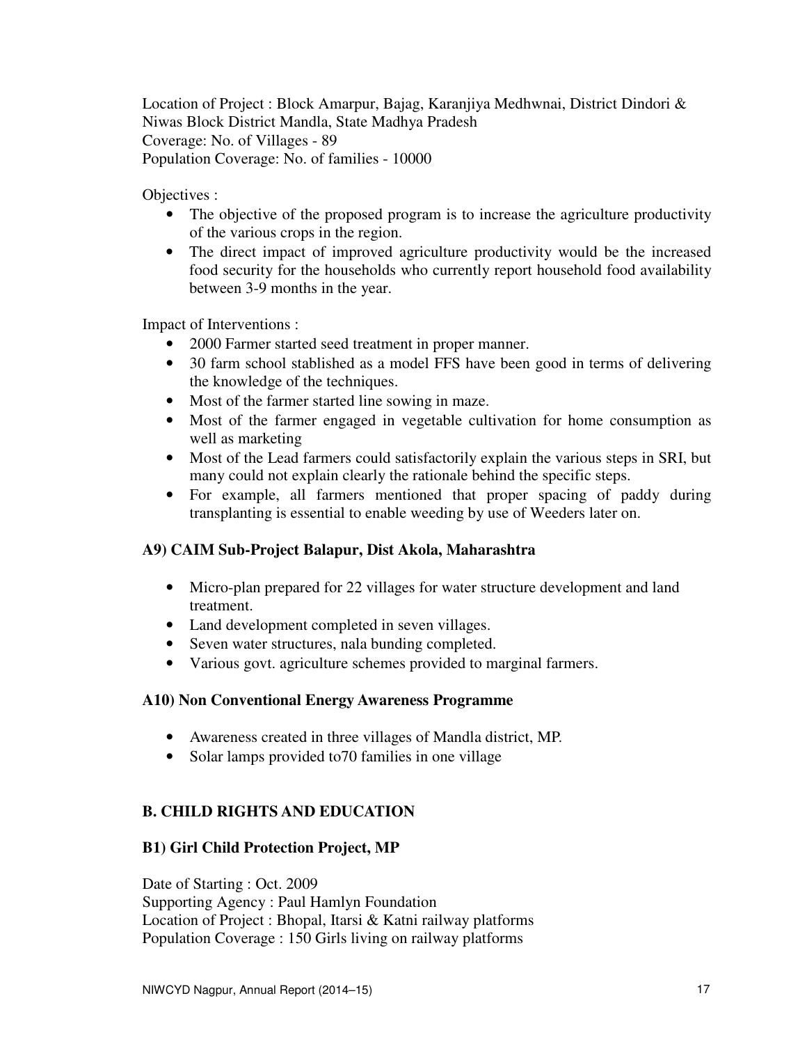Location of Project : Block Amarpur, Bajag, Karanjiya Medhwnai, District Dindori & Niwas Block District Mandla, State Madhya Pradesh
Coverage: No. of Villages - 89
Population Coverage: No. of families - 10000

Objectives :

- The objective of the proposed program is to increase the agriculture productivity of the various crops in the region.
- The direct impact of improved agriculture productivity would be the increased food security for the households who currently report household food availability between 3-9 months in the year.

Impact of Interventions :

- 2000 Farmer started seed treatment in proper manner.
- 30 farm school stablished as a model FFS have been good in terms of delivering the knowledge of the techniques.
- Most of the farmer started line sowing in maze.
- Most of the farmer engaged in vegetable cultivation for home consumption as well as marketing
- Most of the Lead farmers could satisfactorily explain the various steps in SRI, but many could not explain clearly the rationale behind the specific steps.
- For example, all farmers mentioned that proper spacing of paddy during transplanting is essential to enable weeding by use of Weeders later on.

### A9) CAIM Sub-Project Balapur, Dist Akola, Maharashtra

- Micro-plan prepared for 22 villages for water structure development and land treatment.
- Land development completed in seven villages.
- Seven water structures, nala bunding completed.
- Various govt. agriculture schemes provided to marginal farmers.

### A10) Non Conventional Energy Awareness Programme

- Awareness created in three villages of Mandla district, MP.
- Solar lamps provided to70 families in one village

## B. CHILD RIGHTS AND EDUCATION

### B1) Girl Child Protection Project, MP

Date of Starting : Oct. 2009
Supporting Agency : Paul Hamlyn Foundation
Location of Project : Bhopal, Itarsi & Katni railway platforms
Population Coverage : 150 Girls living on railway platforms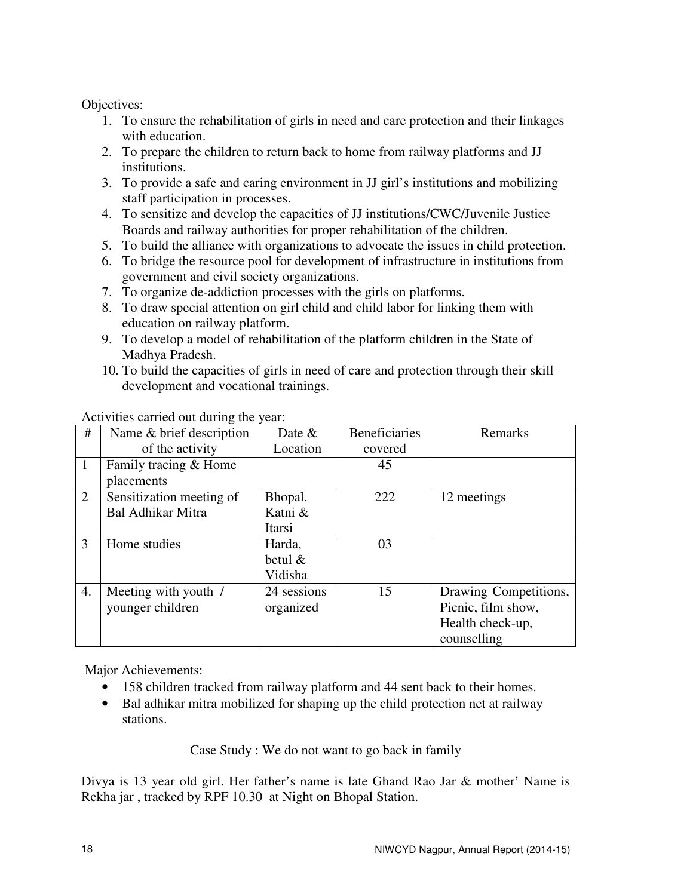Objectives:

1. To ensure the rehabilitation of girls in need and care protection and their linkages with education.
2. To prepare the children to return back to home from railway platforms and JJ institutions.
3. To provide a safe and caring environment in JJ girl's institutions and mobilizing staff participation in processes.
4. To sensitize and develop the capacities of JJ institutions/CWC/Juvenile Justice Boards and railway authorities for proper rehabilitation of the children.
5. To build the alliance with organizations to advocate the issues in child protection.
6. To bridge the resource pool for development of infrastructure in institutions from government and civil society organizations.
7. To organize de-addiction processes with the girls on platforms.
8. To draw special attention on girl child and child labor for linking them with education on railway platform.
9. To develop a model of rehabilitation of the platform children in the State of Madhya Pradesh.
10. To build the capacities of girls in need of care and protection through their skill development and vocational trainings.

Activities carried out during the year:

| # | Name & brief description of the activity | Date & Location | Beneficiaries covered | Remarks |
|---|---|---|---|---|
| 1 | Family tracing & Home placements | | 45 | |
| 2 | Sensitization meeting of Bal Adhikar Mitra | Bhopal. Katni & Itarsi | 222 | 12 meetings |
| 3 | Home studies | Harda, betul & Vidisha | 03 | |
| 4. | Meeting with youth / younger children | 24 sessions organized | 15 | Drawing Competitions, Picnic, film show, Health check-up, counselling |

Major Achievements:

- 158 children tracked from railway platform and 44 sent back to their homes.
- Bal adhikar mitra mobilized for shaping up the child protection net at railway stations.

Case Study : We do not want to go back in family

Divya is 13 year old girl. Her father's name is late Ghand Rao Jar & mother' Name is Rekha jar , tracked by RPF 10.30 at Night on Bhopal Station.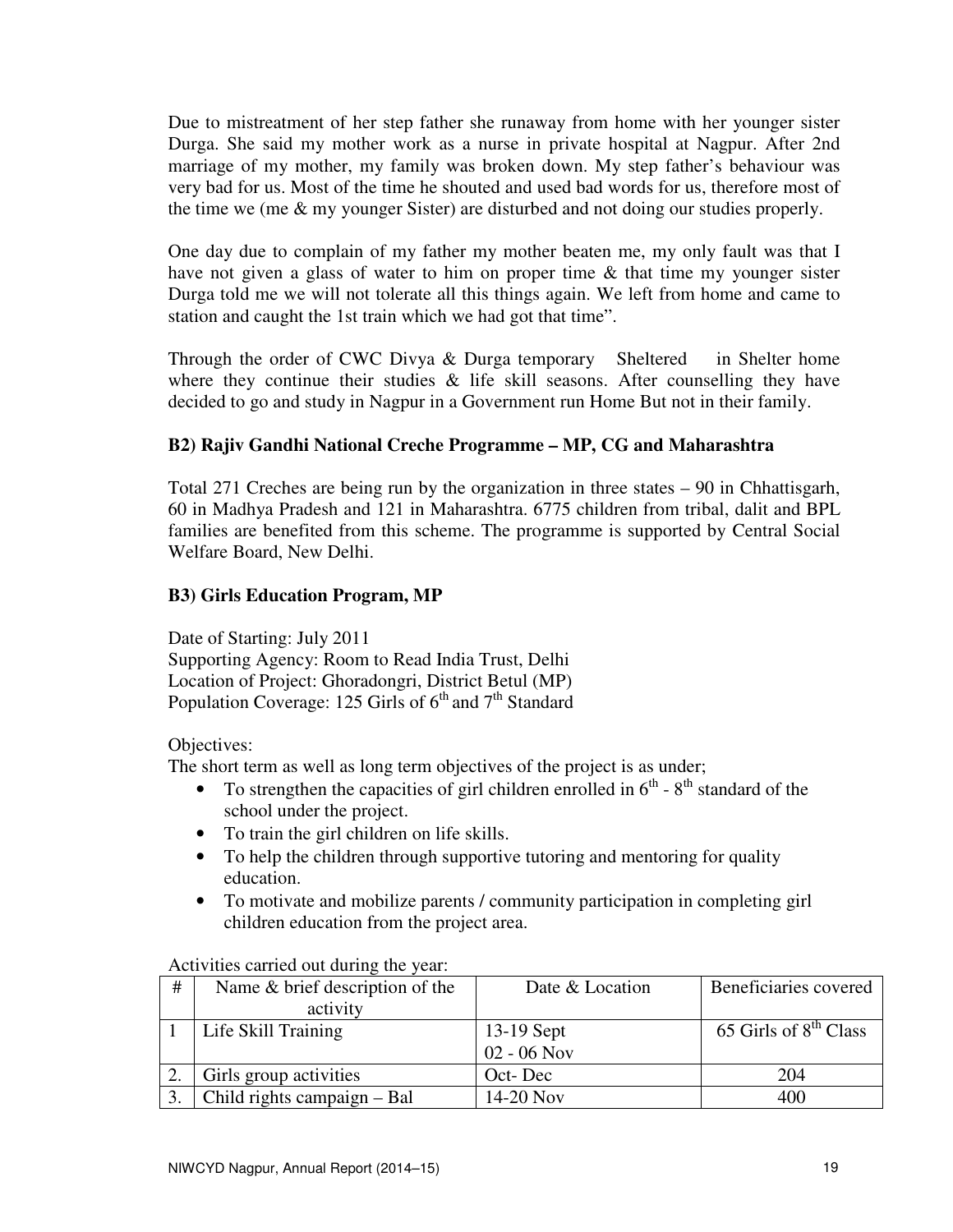Due to mistreatment of her step father she runaway from home with her younger sister Durga. She said my mother work as a nurse in private hospital at Nagpur. After 2nd marriage of my mother, my family was broken down. My step father's behaviour was very bad for us. Most of the time he shouted and used bad words for us, therefore most of the time we (me & my younger Sister) are disturbed and not doing our studies properly.

One day due to complain of my father my mother beaten me, my only fault was that I have not given a glass of water to him on proper time & that time my younger sister Durga told me we will not tolerate all this things again. We left from home and came to station and caught the 1st train which we had got that time".

Through the order of CWC Divya & Durga temporary Sheltered in Shelter home where they continue their studies & life skill seasons. After counselling they have decided to go and study in Nagpur in a Government run Home But not in their family.

### B2) Rajiv Gandhi National Creche Programme – MP, CG and Maharashtra

Total 271 Creches are being run by the organization in three states – 90 in Chhattisgarh, 60 in Madhya Pradesh and 121 in Maharashtra. 6775 children from tribal, dalit and BPL families are benefited from this scheme. The programme is supported by Central Social Welfare Board, New Delhi.

### B3) Girls Education Program, MP

Date of Starting: July 2011
Supporting Agency: Room to Read India Trust, Delhi
Location of Project: Ghoradongri, District Betul (MP)
Population Coverage: 125 Girls of 6th and 7th Standard

Objectives:
The short term as well as long term objectives of the project is as under;

- To strengthen the capacities of girl children enrolled in 6th - 8th standard of the school under the project.
- To train the girl children on life skills.
- To help the children through supportive tutoring and mentoring for quality education.
- To motivate and mobilize parents / community participation in completing girl children education from the project area.

Activities carried out during the year:

| # | Name & brief description of the activity | Date & Location | Beneficiaries covered |
|---|---|---|---|
| 1 | Life Skill Training | 13-19 Sept<br>02 - 06 Nov | 65 Girls of 8th Class |
| 2. | Girls group activities | Oct- Dec | 204 |
| 3. | Child rights campaign – Bal | 14-20 Nov | 400 |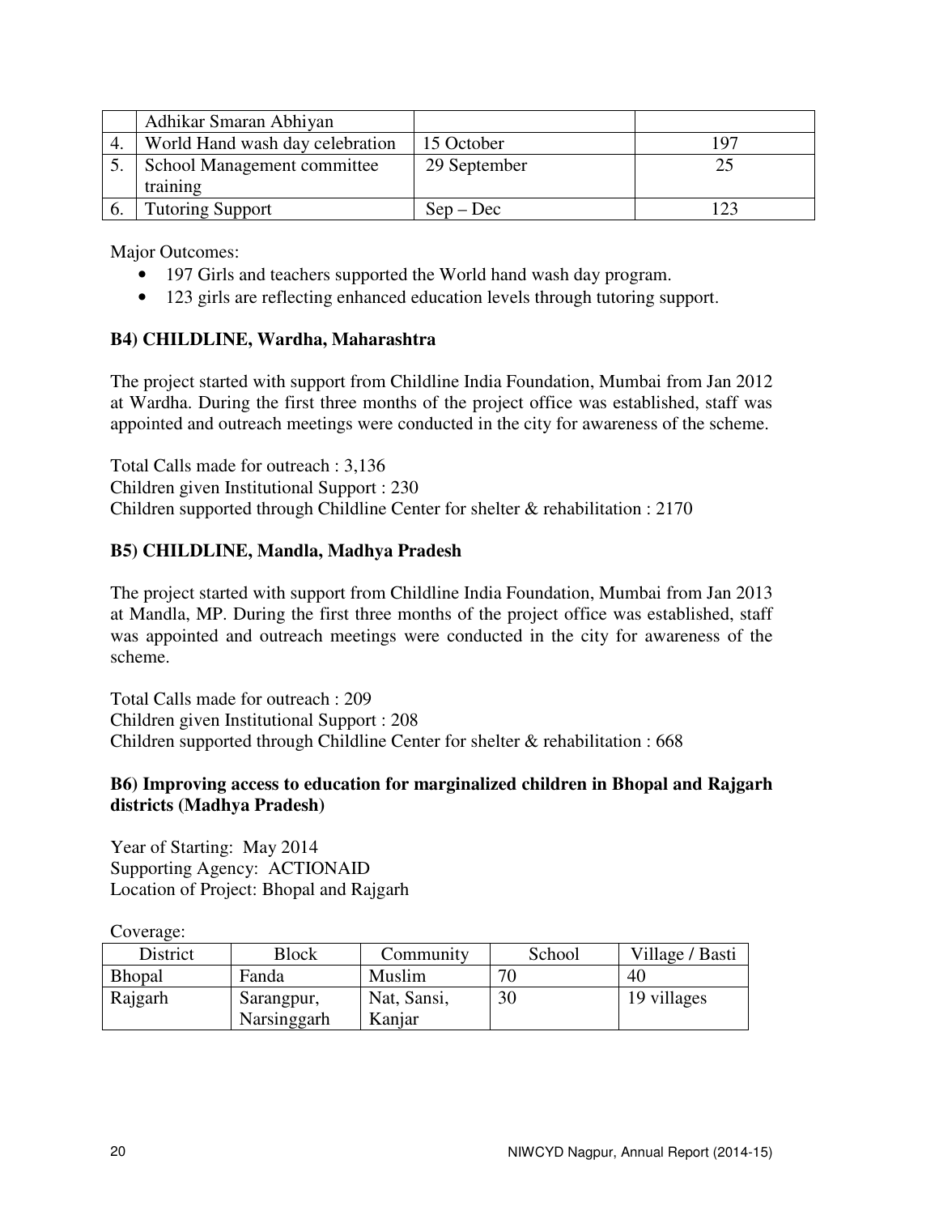|  | Adhikar Smaran Abhiyan |  |  |
|---|---|---|---|
| 4. | World Hand wash day celebration | 15 October | 197 |
| 5. | School Management committee training | 29 September | 25 |
| 6. | Tutoring Support | Sep – Dec | 123 |

Major Outcomes:

- 197 Girls and teachers supported the World hand wash day program.
- 123 girls are reflecting enhanced education levels through tutoring support.

**B4) CHILDLINE, Wardha, Maharashtra**

The project started with support from Childline India Foundation, Mumbai from Jan 2012 at Wardha. During the first three months of the project office was established, staff was appointed and outreach meetings were conducted in the city for awareness of the scheme.

Total Calls made for outreach : 3,136
Children given Institutional Support : 230
Children supported through Childline Center for shelter & rehabilitation : 2170

**B5) CHILDLINE, Mandla, Madhya Pradesh**

The project started with support from Childline India Foundation, Mumbai from Jan 2013 at Mandla, MP. During the first three months of the project office was established, staff was appointed and outreach meetings were conducted in the city for awareness of the scheme.

Total Calls made for outreach : 209
Children given Institutional Support : 208
Children supported through Childline Center for shelter & rehabilitation : 668

**B6) Improving access to education for marginalized children in Bhopal and Rajgarh districts (Madhya Pradesh)**

Year of Starting: May 2014
Supporting Agency: ACTIONAID
Location of Project: Bhopal and Rajgarh

Coverage:

| District | Block | Community | School | Village / Basti |
|---|---|---|---|---|
| Bhopal | Fanda | Muslim | 70 | 40 |
| Rajgarh | Sarangpur, Narsinggarh | Nat, Sansi, Kanjar | 30 | 19 villages |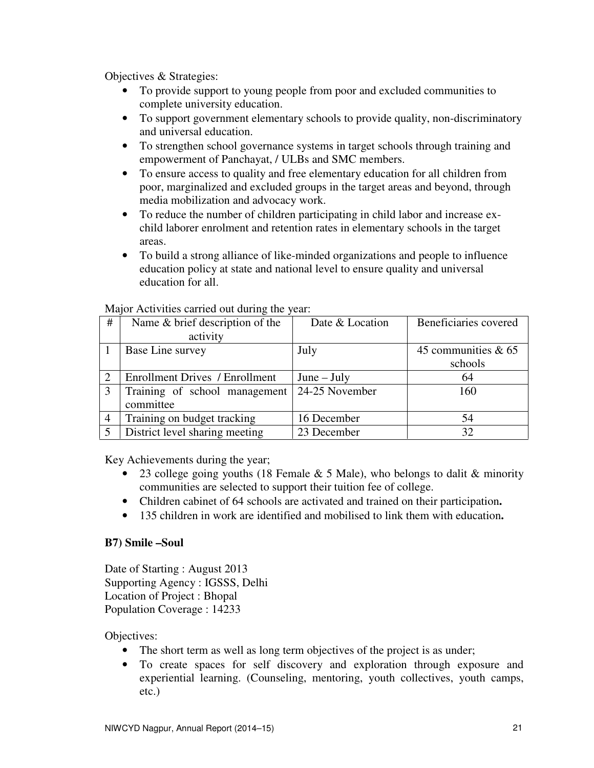Objectives & Strategies:

- To provide support to young people from poor and excluded communities to complete university education.
- To support government elementary schools to provide quality, non-discriminatory and universal education.
- To strengthen school governance systems in target schools through training and empowerment of Panchayat, / ULBs and SMC members.
- To ensure access to quality and free elementary education for all children from poor, marginalized and excluded groups in the target areas and beyond, through media mobilization and advocacy work.
- To reduce the number of children participating in child labor and increase ex-child laborer enrolment and retention rates in elementary schools in the target areas.
- To build a strong alliance of like-minded organizations and people to influence education policy at state and national level to ensure quality and universal education for all.

Major Activities carried out during the year:

| # | Name & brief description of the activity | Date & Location | Beneficiaries covered |
|---|---|---|---|
| 1 | Base Line survey | July | 45 communities & 65 schools |
| 2 | Enrollment Drives / Enrollment | June – July | 64 |
| 3 | Training of school management committee | 24-25 November | 160 |
| 4 | Training on budget tracking | 16 December | 54 |
| 5 | District level sharing meeting | 23 December | 32 |

Key Achievements during the year;

- 23 college going youths (18 Female & 5 Male), who belongs to dalit & minority communities are selected to support their tuition fee of college.
- Children cabinet of 64 schools are activated and trained on their participation**.**
- 135 children in work are identified and mobilised to link them with education**.**

**B7) Smile –Soul**

Date of Starting : August 2013
Supporting Agency : IGSSS, Delhi
Location of Project : Bhopal
Population Coverage : 14233

Objectives:

- The short term as well as long term objectives of the project is as under;
- To create spaces for self discovery and exploration through exposure and experiential learning. (Counseling, mentoring, youth collectives, youth camps, etc.)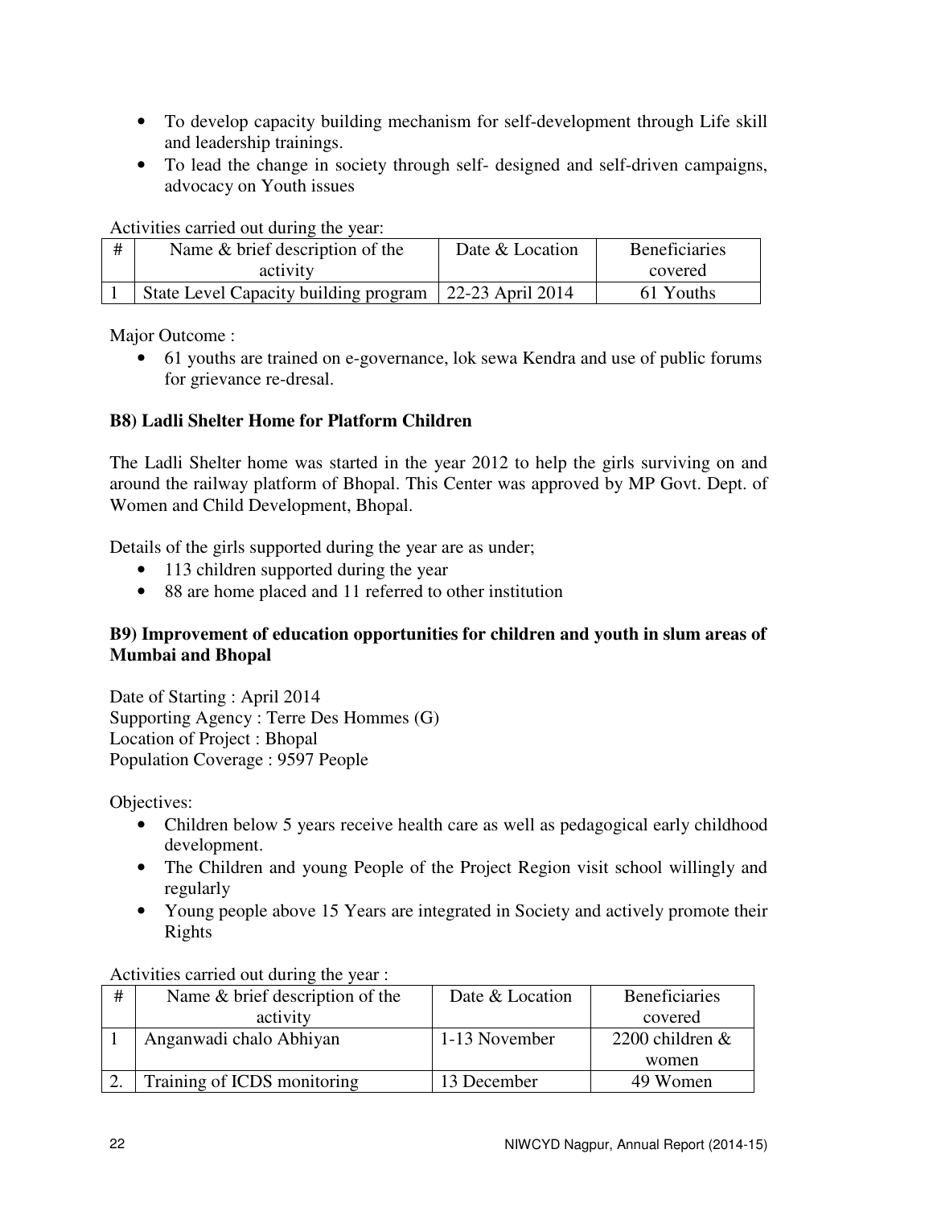- To develop capacity building mechanism for self-development through Life skill and leadership trainings.
- To lead the change in society through self- designed and self-driven campaigns, advocacy on Youth issues

Activities carried out during the year:

| # | Name & brief description of the activity | Date & Location | Beneficiaries covered |
|---|---|---|---|
| 1 | State Level Capacity building program | 22-23 April 2014 | 61 Youths |

Major Outcome :

- 61 youths are trained on e-governance, lok sewa Kendra and use of public forums for grievance re-dresal.

### B8) Ladli Shelter Home for Platform Children

The Ladli Shelter home was started in the year 2012 to help the girls surviving on and around the railway platform of Bhopal. This Center was approved by MP Govt. Dept. of Women and Child Development, Bhopal.

Details of the girls supported during the year are as under;

- 113 children supported during the year
- 88 are home placed and 11 referred to other institution

### B9) Improvement of education opportunities for children and youth in slum areas of Mumbai and Bhopal

Date of Starting : April 2014
Supporting Agency : Terre Des Hommes (G)
Location of Project : Bhopal
Population Coverage : 9597 People

Objectives:

- Children below 5 years receive health care as well as pedagogical early childhood development.
- The Children and young People of the Project Region visit school willingly and regularly
- Young people above 15 Years are integrated in Society and actively promote their Rights

Activities carried out during the year :

| # | Name & brief description of the activity | Date & Location | Beneficiaries covered |
|---|---|---|---|
| 1 | Anganwadi chalo Abhiyan | 1-13 November | 2200 children & women |
| 2. | Training of ICDS monitoring | 13 December | 49 Women |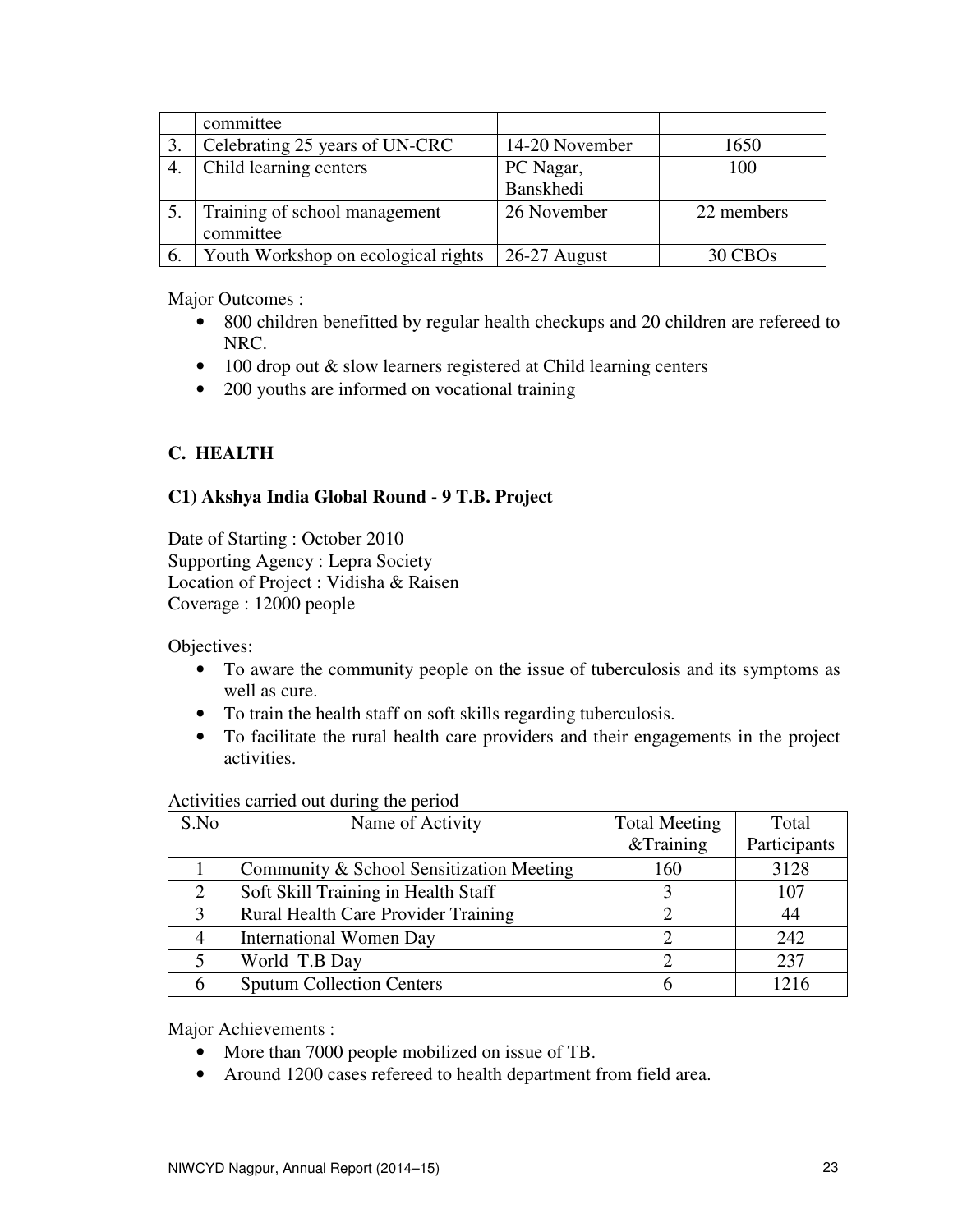|  | committee |  |  |
|---|---|---|---|
| 3. | Celebrating 25 years of UN-CRC | 14-20 November | 1650 |
| 4. | Child learning centers | PC Nagar, Banskhedi | 100 |
| 5. | Training of school management committee | 26 November | 22 members |
| 6. | Youth Workshop on ecological rights | 26-27 August | 30 CBOs |

Major Outcomes :

- 800 children benefitted by regular health checkups and 20 children are refereed to NRC.
- 100 drop out & slow learners registered at Child learning centers
- 200 youths are informed on vocational training

## C. HEALTH

### C1) Akshya India Global Round - 9 T.B. Project

Date of Starting : October 2010
Supporting Agency : Lepra Society
Location of Project : Vidisha & Raisen
Coverage : 12000 people

Objectives:

- To aware the community people on the issue of tuberculosis and its symptoms as well as cure.
- To train the health staff on soft skills regarding tuberculosis.
- To facilitate the rural health care providers and their engagements in the project activities.

Activities carried out during the period

| S.No | Name of Activity | Total Meeting &Training | Total Participants |
|---|---|---|---|
| 1 | Community & School Sensitization Meeting | 160 | 3128 |
| 2 | Soft Skill Training in Health Staff | 3 | 107 |
| 3 | Rural Health Care Provider Training | 2 | 44 |
| 4 | International Women Day | 2 | 242 |
| 5 | World T.B Day | 2 | 237 |
| 6 | Sputum Collection Centers | 6 | 1216 |

Major Achievements :

- More than 7000 people mobilized on issue of TB.
- Around 1200 cases refereed to health department from field area.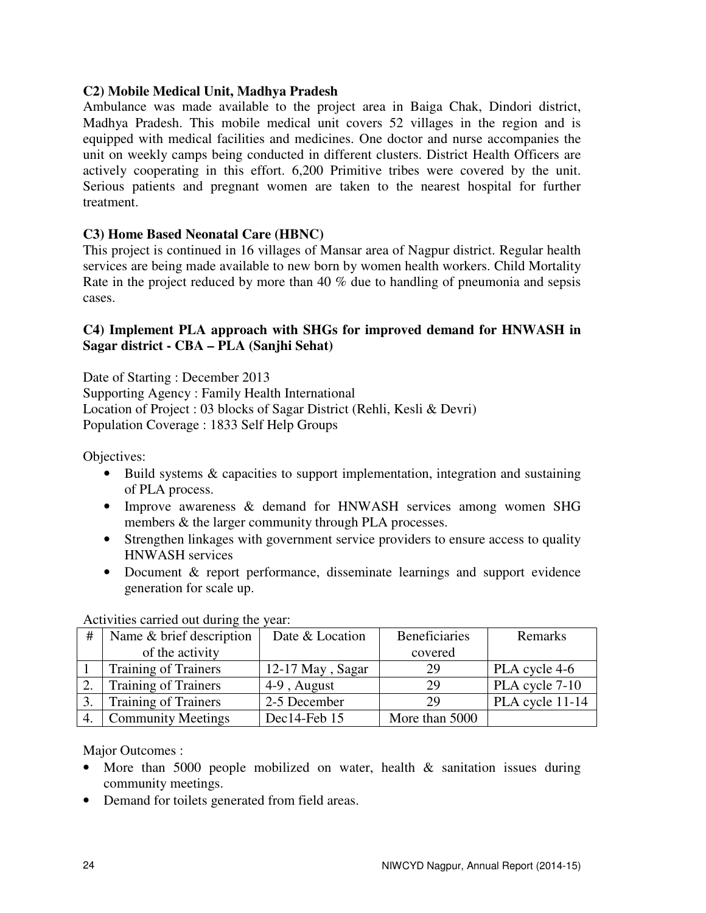**C2) Mobile Medical Unit, Madhya Pradesh**

Ambulance was made available to the project area in Baiga Chak, Dindori district, Madhya Pradesh. This mobile medical unit covers 52 villages in the region and is equipped with medical facilities and medicines. One doctor and nurse accompanies the unit on weekly camps being conducted in different clusters. District Health Officers are actively cooperating in this effort. 6,200 Primitive tribes were covered by the unit. Serious patients and pregnant women are taken to the nearest hospital for further treatment.

**C3) Home Based Neonatal Care (HBNC)**

This project is continued in 16 villages of Mansar area of Nagpur district. Regular health services are being made available to new born by women health workers. Child Mortality Rate in the project reduced by more than 40 % due to handling of pneumonia and sepsis cases.

**C4) Implement PLA approach with SHGs for improved demand for HNWASH in Sagar district - CBA – PLA (Sanjhi Sehat)**

Date of Starting : December 2013
Supporting Agency : Family Health International
Location of Project : 03 blocks of Sagar District (Rehli, Kesli & Devri)
Population Coverage : 1833 Self Help Groups

Objectives:

- Build systems & capacities to support implementation, integration and sustaining of PLA process.
- Improve awareness & demand for HNWASH services among women SHG members & the larger community through PLA processes.
- Strengthen linkages with government service providers to ensure access to quality HNWASH services
- Document & report performance, disseminate learnings and support evidence generation for scale up.

Activities carried out during the year:

| # | Name & brief description of the activity | Date & Location | Beneficiaries covered | Remarks |
|---|---|---|---|---|
| 1 | Training of Trainers | 12-17 May , Sagar | 29 | PLA cycle 4-6 |
| 2. | Training of Trainers | 4-9 , August | 29 | PLA cycle 7-10 |
| 3. | Training of Trainers | 2-5 December | 29 | PLA cycle 11-14 |
| 4. | Community Meetings | Dec14-Feb 15 | More than 5000 | |

Major Outcomes :

- More than 5000 people mobilized on water, health & sanitation issues during community meetings.
- Demand for toilets generated from field areas.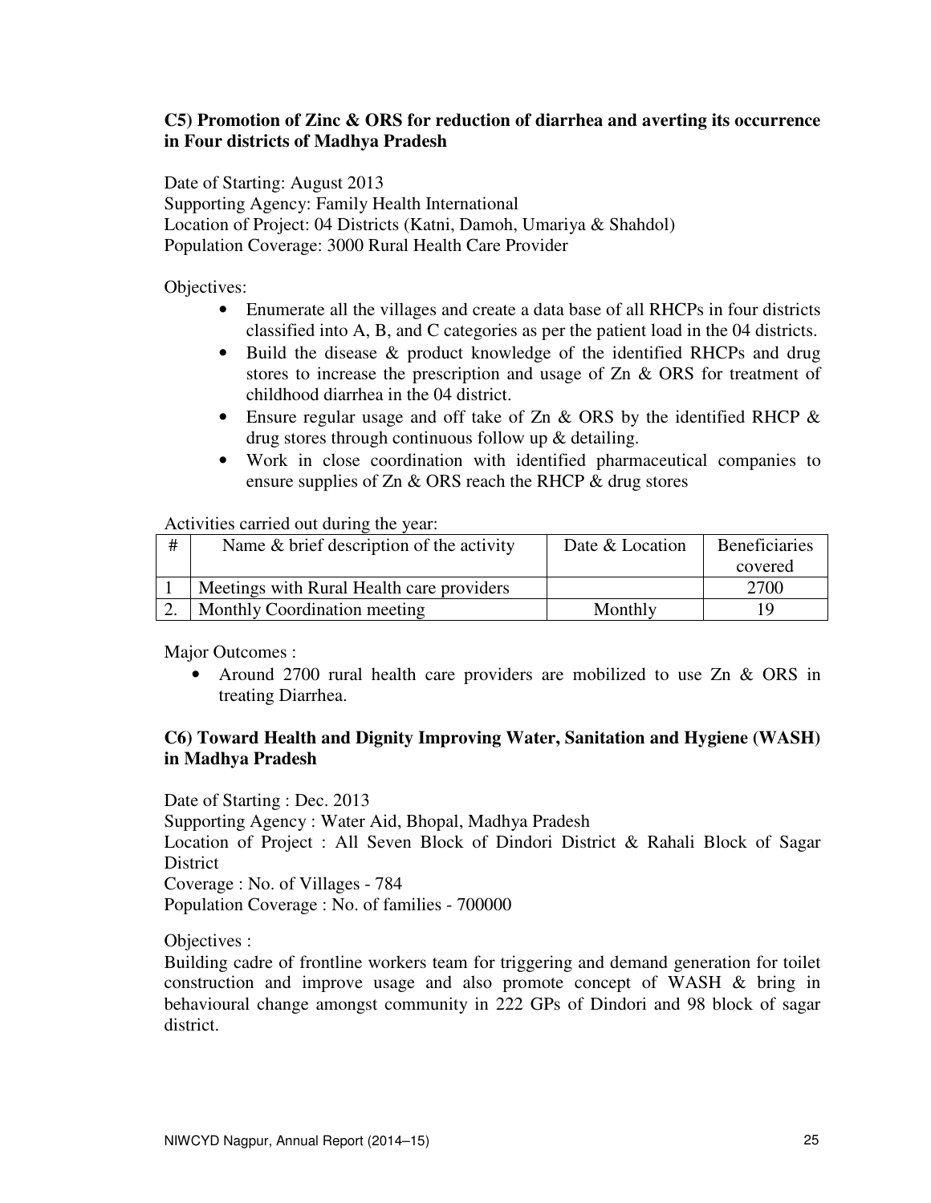### C5) Promotion of Zinc & ORS for reduction of diarrhea and averting its occurrence in Four districts of Madhya Pradesh

Date of Starting: August 2013
Supporting Agency: Family Health International
Location of Project: 04 Districts (Katni, Damoh, Umariya & Shahdol)
Population Coverage: 3000 Rural Health Care Provider

Objectives:

- Enumerate all the villages and create a data base of all RHCPs in four districts classified into A, B, and C categories as per the patient load in the 04 districts.
- Build the disease & product knowledge of the identified RHCPs and drug stores to increase the prescription and usage of Zn & ORS for treatment of childhood diarrhea in the 04 district.
- Ensure regular usage and off take of Zn & ORS by the identified RHCP & drug stores through continuous follow up & detailing.
- Work in close coordination with identified pharmaceutical companies to ensure supplies of Zn & ORS reach the RHCP & drug stores

Activities carried out during the year:

| # | Name & brief description of the activity | Date & Location | Beneficiaries covered |
|---|---|---|---|
| 1 | Meetings with Rural Health care providers | | 2700 |
| 2. | Monthly Coordination meeting | Monthly | 19 |

Major Outcomes :

- Around 2700 rural health care providers are mobilized to use Zn & ORS in treating Diarrhea.

### C6) Toward Health and Dignity Improving Water, Sanitation and Hygiene (WASH) in Madhya Pradesh

Date of Starting : Dec. 2013
Supporting Agency : Water Aid, Bhopal, Madhya Pradesh
Location of Project : All Seven Block of Dindori District & Rahali Block of Sagar District
Coverage : No. of Villages - 784
Population Coverage : No. of families - 700000

Objectives :
Building cadre of frontline workers team for triggering and demand generation for toilet construction and improve usage and also promote concept of WASH & bring in behavioural change amongst community in 222 GPs of Dindori and 98 block of sagar district.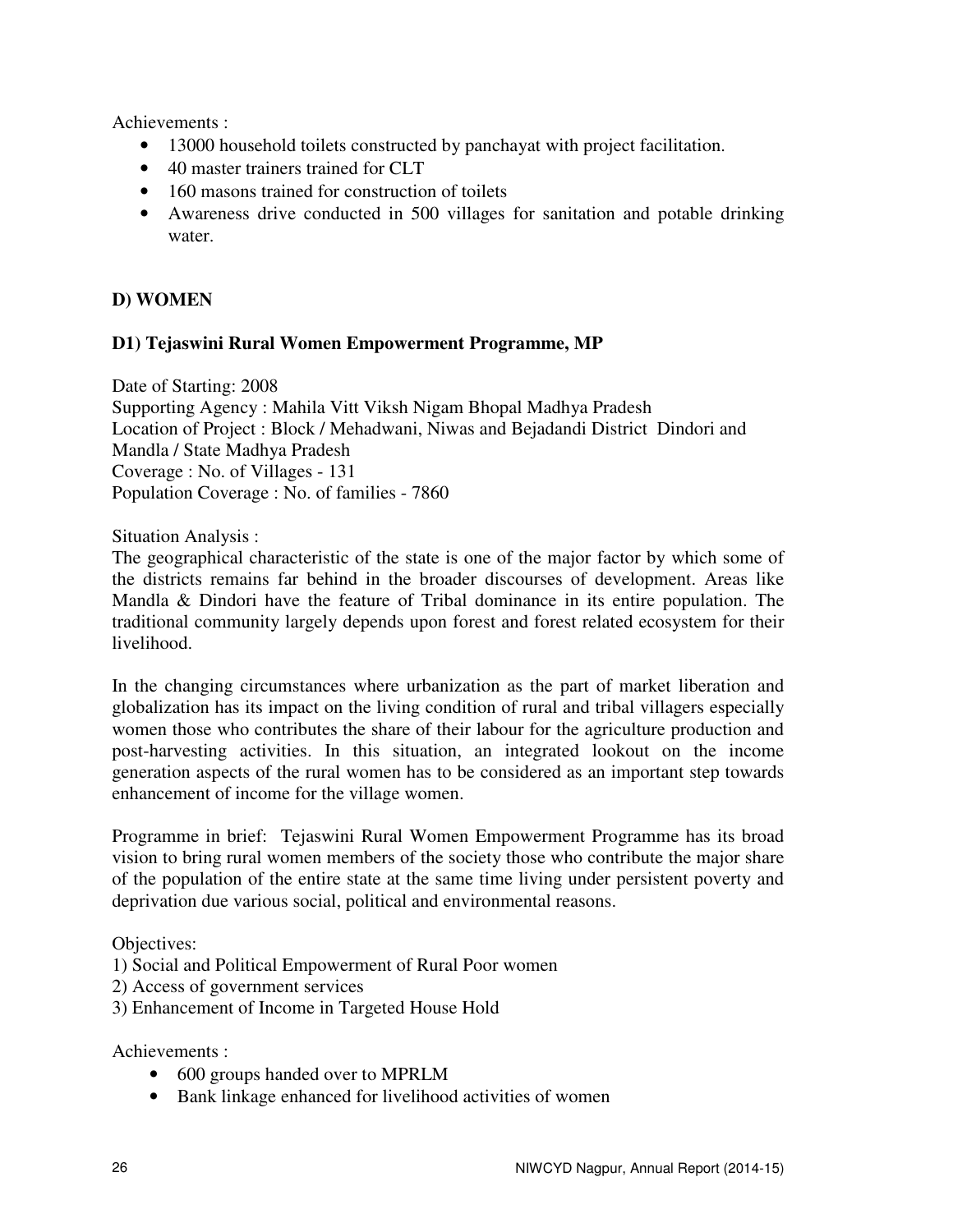Achievements :

- 13000 household toilets constructed by panchayat with project facilitation.
- 40 master trainers trained for CLT
- 160 masons trained for construction of toilets
- Awareness drive conducted in 500 villages for sanitation and potable drinking water.

## D) WOMEN

### D1) Tejaswini Rural Women Empowerment Programme, MP

Date of Starting: 2008
Supporting Agency : Mahila Vitt Viksh Nigam Bhopal Madhya Pradesh
Location of Project : Block / Mehadwani, Niwas and Bejadandi District Dindori and Mandla / State Madhya Pradesh
Coverage : No. of Villages - 131
Population Coverage : No. of families - 7860

Situation Analysis :
The geographical characteristic of the state is one of the major factor by which some of the districts remains far behind in the broader discourses of development. Areas like Mandla & Dindori have the feature of Tribal dominance in its entire population. The traditional community largely depends upon forest and forest related ecosystem for their livelihood.

In the changing circumstances where urbanization as the part of market liberation and globalization has its impact on the living condition of rural and tribal villagers especially women those who contributes the share of their labour for the agriculture production and post-harvesting activities. In this situation, an integrated lookout on the income generation aspects of the rural women has to be considered as an important step towards enhancement of income for the village women.

Programme in brief: Tejaswini Rural Women Empowerment Programme has its broad vision to bring rural women members of the society those who contribute the major share of the population of the entire state at the same time living under persistent poverty and deprivation due various social, political and environmental reasons.

Objectives:
1) Social and Political Empowerment of Rural Poor women
2) Access of government services
3) Enhancement of Income in Targeted House Hold

Achievements :

- 600 groups handed over to MPRLM
- Bank linkage enhanced for livelihood activities of women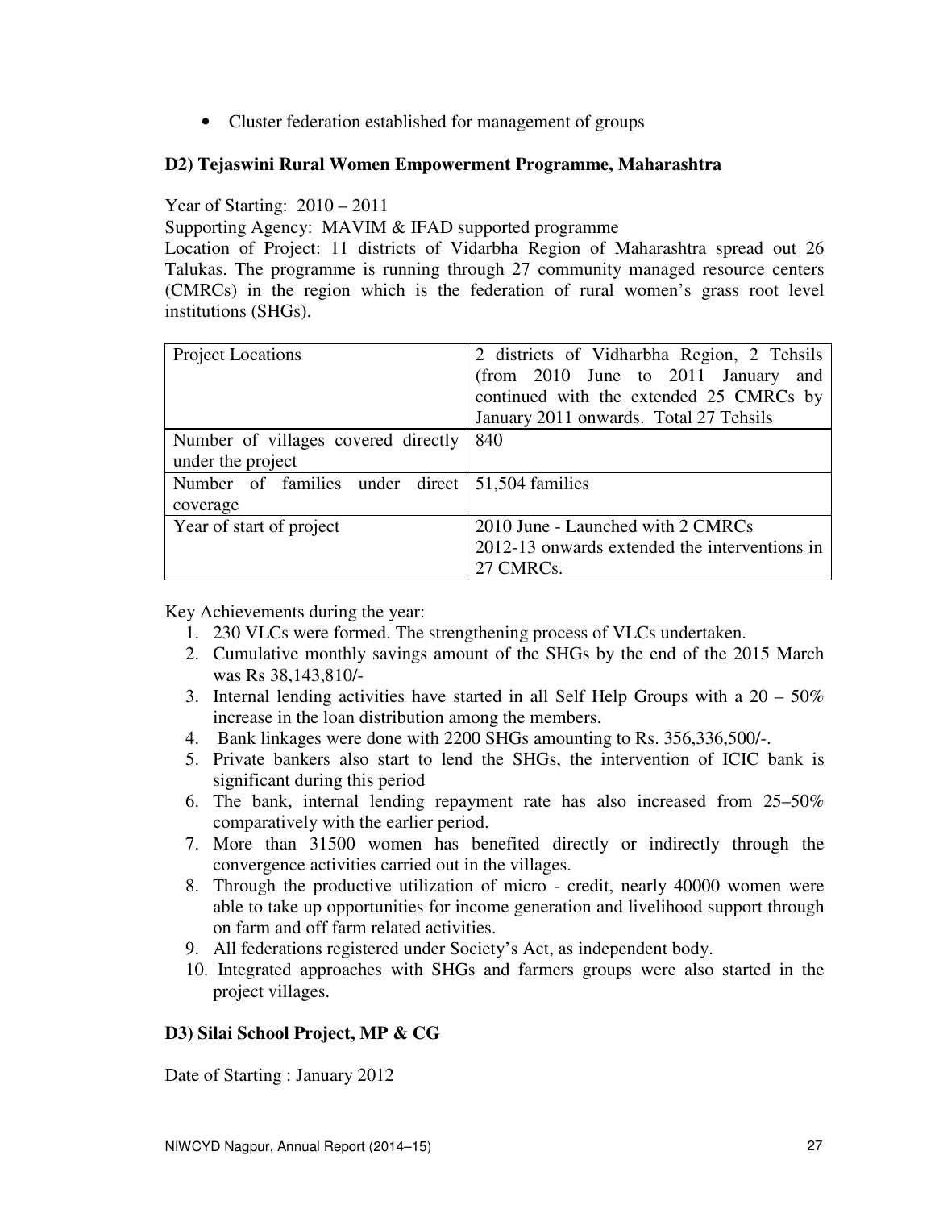- Cluster federation established for management of groups

### D2) Tejaswini Rural Women Empowerment Programme, Maharashtra

Year of Starting: 2010 – 2011
Supporting Agency: MAVIM & IFAD supported programme
Location of Project: 11 districts of Vidarbha Region of Maharashtra spread out 26 Talukas. The programme is running through 27 community managed resource centers (CMRCs) in the region which is the federation of rural women's grass root level institutions (SHGs).

| Project Locations | 2 districts of Vidharbha Region, 2 Tehsils (from 2010 June to 2011 January and continued with the extended 25 CMRCs by January 2011 onwards. Total 27 Tehsils |
|---|---|
| Number of villages covered directly under the project | 840 |
| Number of families under direct coverage | 51,504 families |
| Year of start of project | 2010 June - Launched with 2 CMRCs<br>2012-13 onwards extended the interventions in 27 CMRCs. |

Key Achievements during the year:

1. 230 VLCs were formed. The strengthening process of VLCs undertaken.
2. Cumulative monthly savings amount of the SHGs by the end of the 2015 March was Rs 38,143,810/-
3. Internal lending activities have started in all Self Help Groups with a 20 – 50% increase in the loan distribution among the members.
4. Bank linkages were done with 2200 SHGs amounting to Rs. 356,336,500/-.
5. Private bankers also start to lend the SHGs, the intervention of ICIC bank is significant during this period
6. The bank, internal lending repayment rate has also increased from 25–50% comparatively with the earlier period.
7. More than 31500 women has benefited directly or indirectly through the convergence activities carried out in the villages.
8. Through the productive utilization of micro - credit, nearly 40000 women were able to take up opportunities for income generation and livelihood support through on farm and off farm related activities.
9. All federations registered under Society's Act, as independent body.
10. Integrated approaches with SHGs and farmers groups were also started in the project villages.

### D3) Silai School Project, MP & CG

Date of Starting : January 2012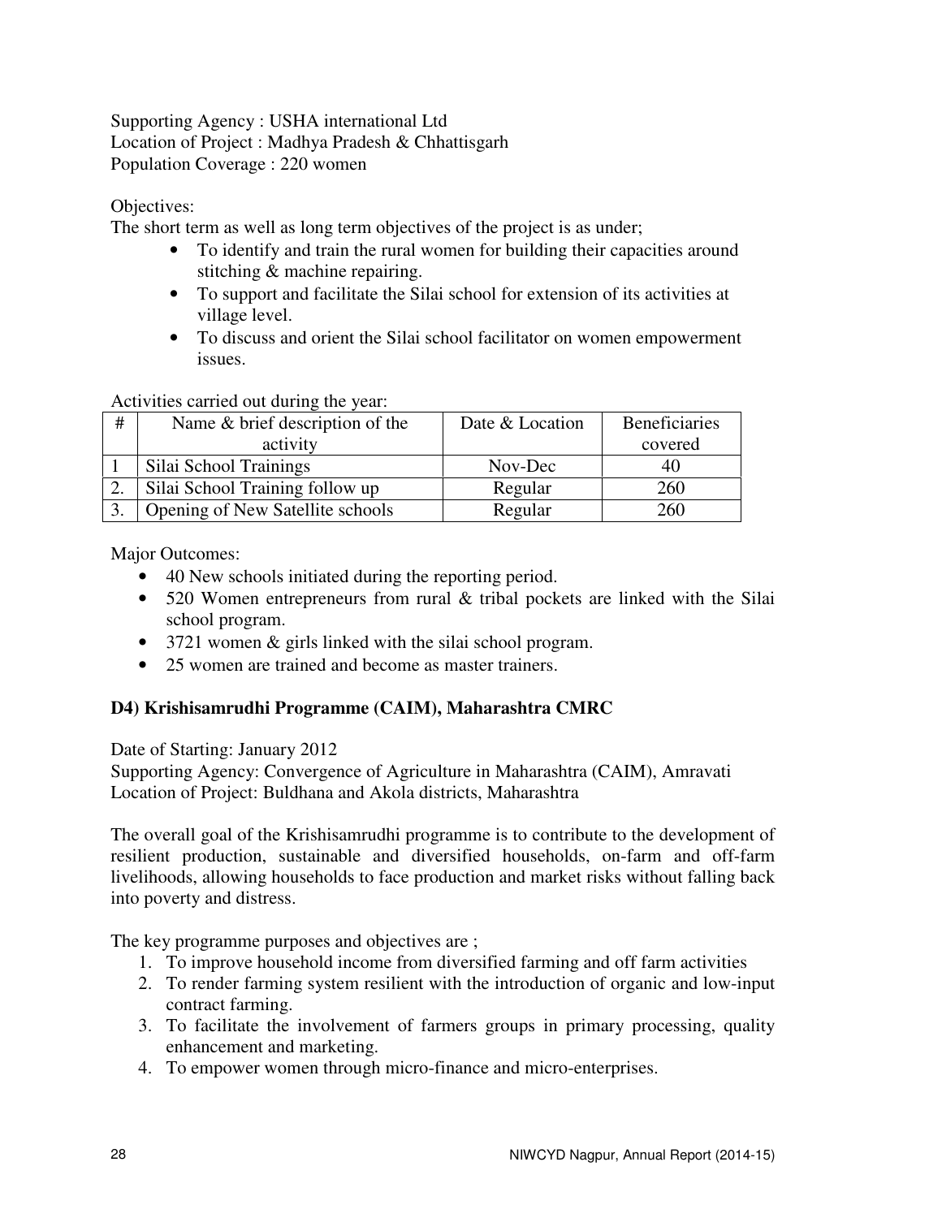Supporting Agency : USHA international Ltd
Location of Project : Madhya Pradesh & Chhattisgarh
Population Coverage : 220 women

Objectives:
The short term as well as long term objectives of the project is as under;

- To identify and train the rural women for building their capacities around stitching & machine repairing.
- To support and facilitate the Silai school for extension of its activities at village level.
- To discuss and orient the Silai school facilitator on women empowerment issues.

Activities carried out during the year:

| # | Name & brief description of the activity | Date & Location | Beneficiaries covered |
|---|---|---|---|
| 1 | Silai School Trainings | Nov-Dec | 40 |
| 2. | Silai School Training follow up | Regular | 260 |
| 3. | Opening of New Satellite schools | Regular | 260 |

Major Outcomes:

- 40 New schools initiated during the reporting period.
- 520 Women entrepreneurs from rural & tribal pockets are linked with the Silai school program.
- 3721 women & girls linked with the silai school program.
- 25 women are trained and become as master trainers.

**D4) Krishisamrudhi Programme (CAIM), Maharashtra CMRC**

Date of Starting: January 2012
Supporting Agency: Convergence of Agriculture in Maharashtra (CAIM), Amravati
Location of Project: Buldhana and Akola districts, Maharashtra

The overall goal of the Krishisamrudhi programme is to contribute to the development of resilient production, sustainable and diversified households, on-farm and off-farm livelihoods, allowing households to face production and market risks without falling back into poverty and distress.

The key programme purposes and objectives are ;

1. To improve household income from diversified farming and off farm activities
2. To render farming system resilient with the introduction of organic and low-input contract farming.
3. To facilitate the involvement of farmers groups in primary processing, quality enhancement and marketing.
4. To empower women through micro-finance and micro-enterprises.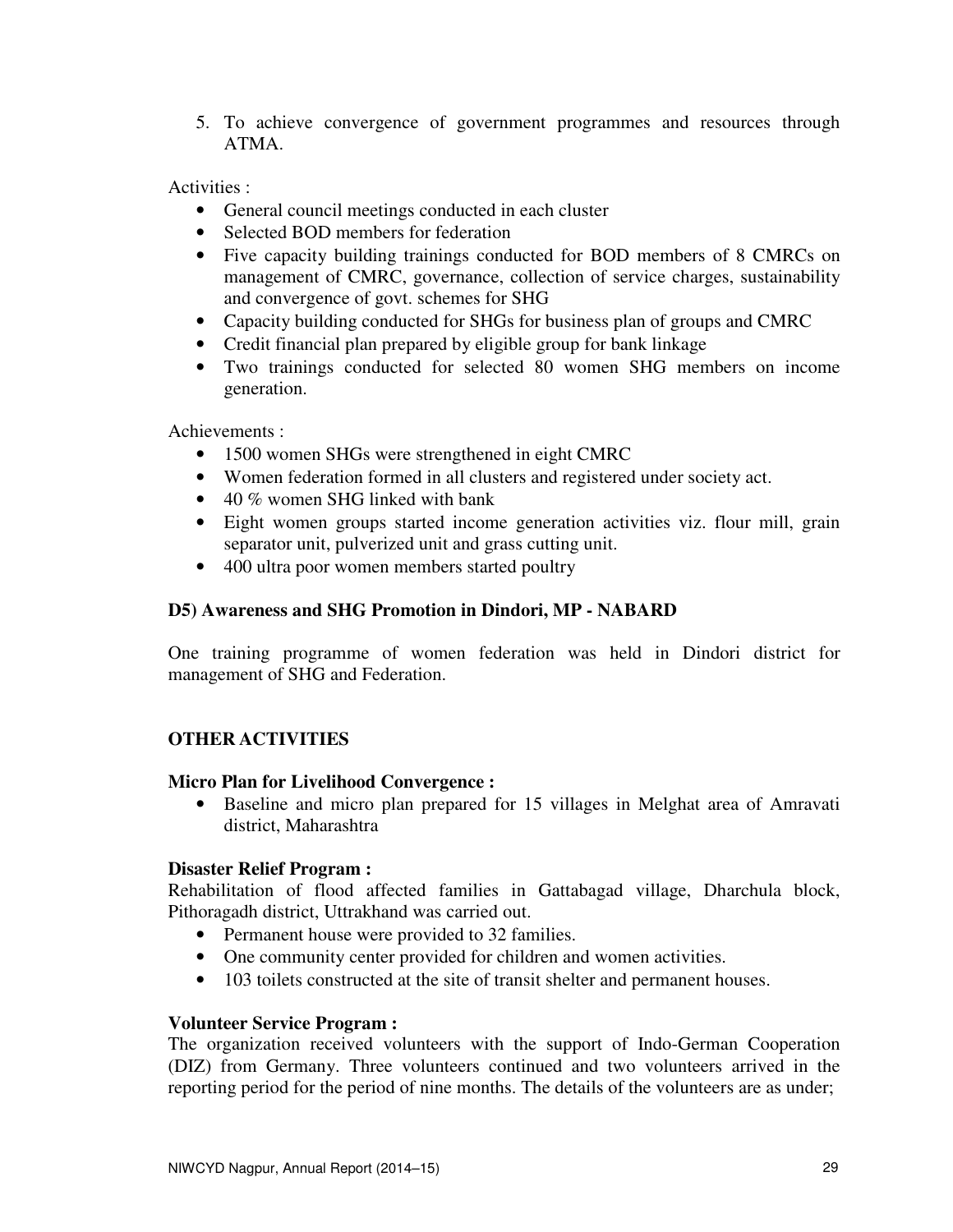5. To achieve convergence of government programmes and resources through ATMA.

Activities :

- General council meetings conducted in each cluster
- Selected BOD members for federation
- Five capacity building trainings conducted for BOD members of 8 CMRCs on management of CMRC, governance, collection of service charges, sustainability and convergence of govt. schemes for SHG
- Capacity building conducted for SHGs for business plan of groups and CMRC
- Credit financial plan prepared by eligible group for bank linkage
- Two trainings conducted for selected 80 women SHG members on income generation.

Achievements :

- 1500 women SHGs were strengthened in eight CMRC
- Women federation formed in all clusters and registered under society act.
- 40 % women SHG linked with bank
- Eight women groups started income generation activities viz. flour mill, grain separator unit, pulverized unit and grass cutting unit.
- 400 ultra poor women members started poultry

**D5) Awareness and SHG Promotion in Dindori, MP - NABARD**

One training programme of women federation was held in Dindori district for management of SHG and Federation.

## OTHER ACTIVITIES

**Micro Plan for Livelihood Convergence :**

- Baseline and micro plan prepared for 15 villages in Melghat area of Amravati district, Maharashtra

**Disaster Relief Program :**

Rehabilitation of flood affected families in Gattabagad village, Dharchula block, Pithoragadh district, Uttrakhand was carried out.

- Permanent house were provided to 32 families.
- One community center provided for children and women activities.
- 103 toilets constructed at the site of transit shelter and permanent houses.

**Volunteer Service Program :**

The organization received volunteers with the support of Indo-German Cooperation (DIZ) from Germany. Three volunteers continued and two volunteers arrived in the reporting period for the period of nine months. The details of the volunteers are as under;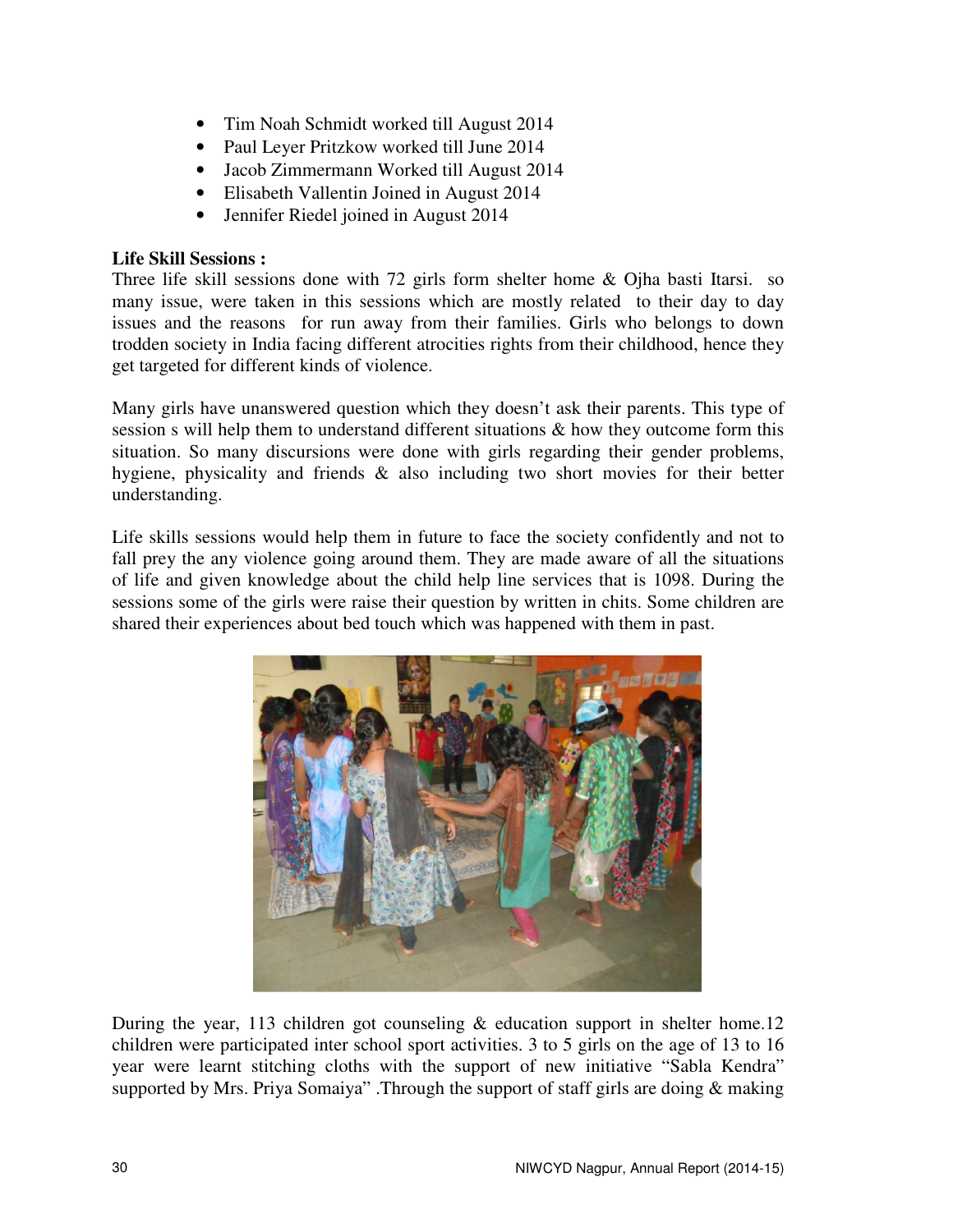- Tim Noah Schmidt worked till August 2014
- Paul Leyer Pritzkow worked till June 2014
- Jacob Zimmermann Worked till August 2014
- Elisabeth Vallentin Joined in August 2014
- Jennifer Riedel joined in August 2014

**Life Skill Sessions :**

Three life skill sessions done with 72 girls form shelter home & Ojha basti Itarsi. so many issue, were taken in this sessions which are mostly related to their day to day issues and the reasons for run away from their families. Girls who belongs to down trodden society in India facing different atrocities rights from their childhood, hence they get targeted for different kinds of violence.

Many girls have unanswered question which they doesn't ask their parents. This type of session s will help them to understand different situations & how they outcome form this situation. So many discursions were done with girls regarding their gender problems, hygiene, physicality and friends & also including two short movies for their better understanding.

Life skills sessions would help them in future to face the society confidently and not to fall prey the any violence going around them. They are made aware of all the situations of life and given knowledge about the child help line services that is 1098. During the sessions some of the girls were raise their question by written in chits. Some children are shared their experiences about bed touch which was happened with them in past.

During the year, 113 children got counseling & education support in shelter home.12 children were participated inter school sport activities. 3 to 5 girls on the age of 13 to 16 year were learnt stitching cloths with the support of new initiative "Sabla Kendra" supported by Mrs. Priya Somaiya" .Through the support of staff girls are doing & making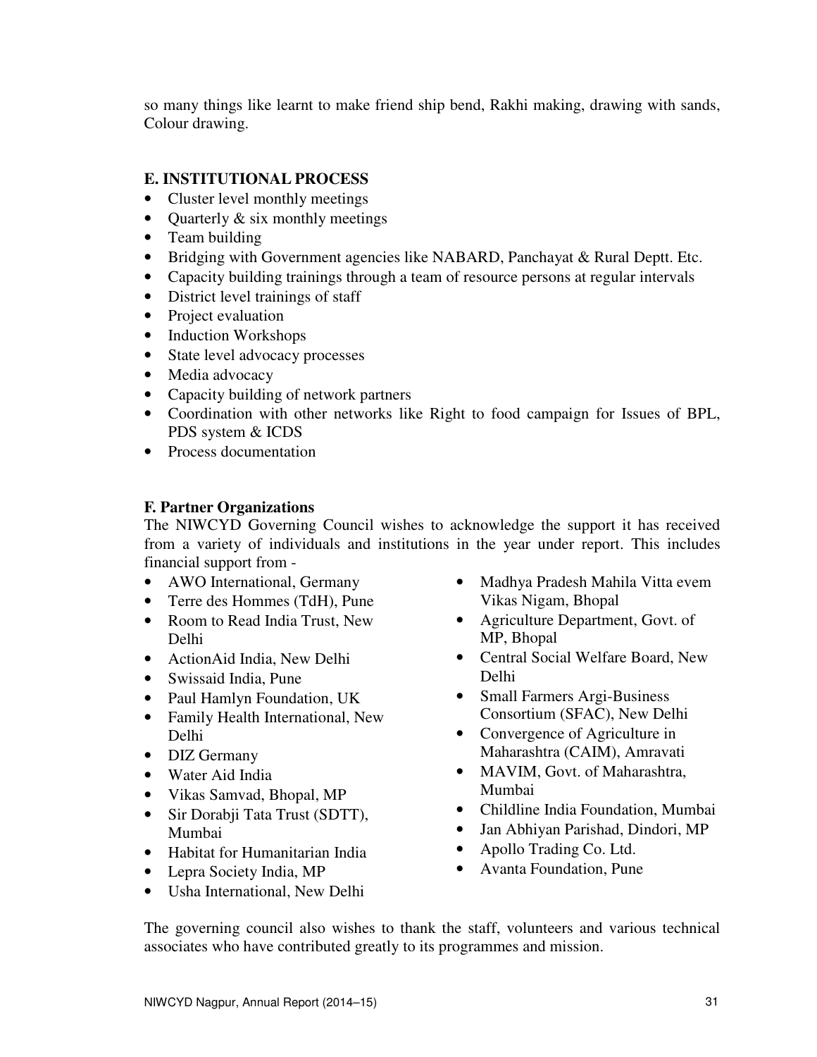so many things like learnt to make friend ship bend, Rakhi making, drawing with sands, Colour drawing.

### E. INSTITUTIONAL PROCESS

- Cluster level monthly meetings
- Quarterly & six monthly meetings
- Team building
- Bridging with Government agencies like NABARD, Panchayat & Rural Deptt. Etc.
- Capacity building trainings through a team of resource persons at regular intervals
- District level trainings of staff
- Project evaluation
- Induction Workshops
- State level advocacy processes
- Media advocacy
- Capacity building of network partners
- Coordination with other networks like Right to food campaign for Issues of BPL, PDS system & ICDS
- Process documentation

### F. Partner Organizations

The NIWCYD Governing Council wishes to acknowledge the support it has received from a variety of individuals and institutions in the year under report. This includes financial support from -

- AWO International, Germany
- Terre des Hommes (TdH), Pune
- Room to Read India Trust, New Delhi
- ActionAid India, New Delhi
- Swissaid India, Pune
- Paul Hamlyn Foundation, UK
- Family Health International, New Delhi
- DIZ Germany
- Water Aid India
- Vikas Samvad, Bhopal, MP
- Sir Dorabji Tata Trust (SDTT), Mumbai
- Habitat for Humanitarian India
- Lepra Society India, MP
- Usha International, New Delhi
- Madhya Pradesh Mahila Vitta evem Vikas Nigam, Bhopal
- Agriculture Department, Govt. of MP, Bhopal
- Central Social Welfare Board, New Delhi
- Small Farmers Argi-Business Consortium (SFAC), New Delhi
- Convergence of Agriculture in Maharashtra (CAIM), Amravati
- MAVIM, Govt. of Maharashtra, Mumbai
- Childline India Foundation, Mumbai
- Jan Abhiyan Parishad, Dindori, MP
- Apollo Trading Co. Ltd.
- Avanta Foundation, Pune

The governing council also wishes to thank the staff, volunteers and various technical associates who have contributed greatly to its programmes and mission.